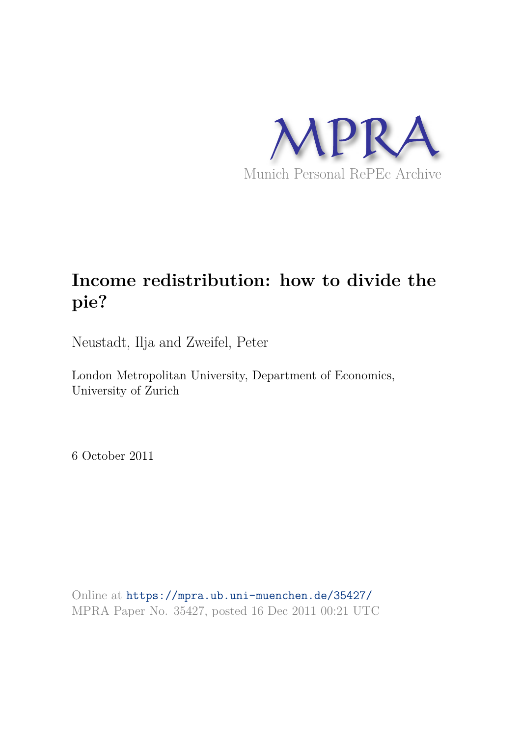MPRA

Munich Personal RePEc Archive

# Income redistribution: how to divide the pie?

Neustadt, Ilja and Zweifel, Peter

London Metropolitan University, Department of Economics, University of Zurich

6 October 2011

Online at https://mpra.ub.uni-muenchen.de/35427/
MPRA Paper No. 35427, posted 16 Dec 2011 00:21 UTC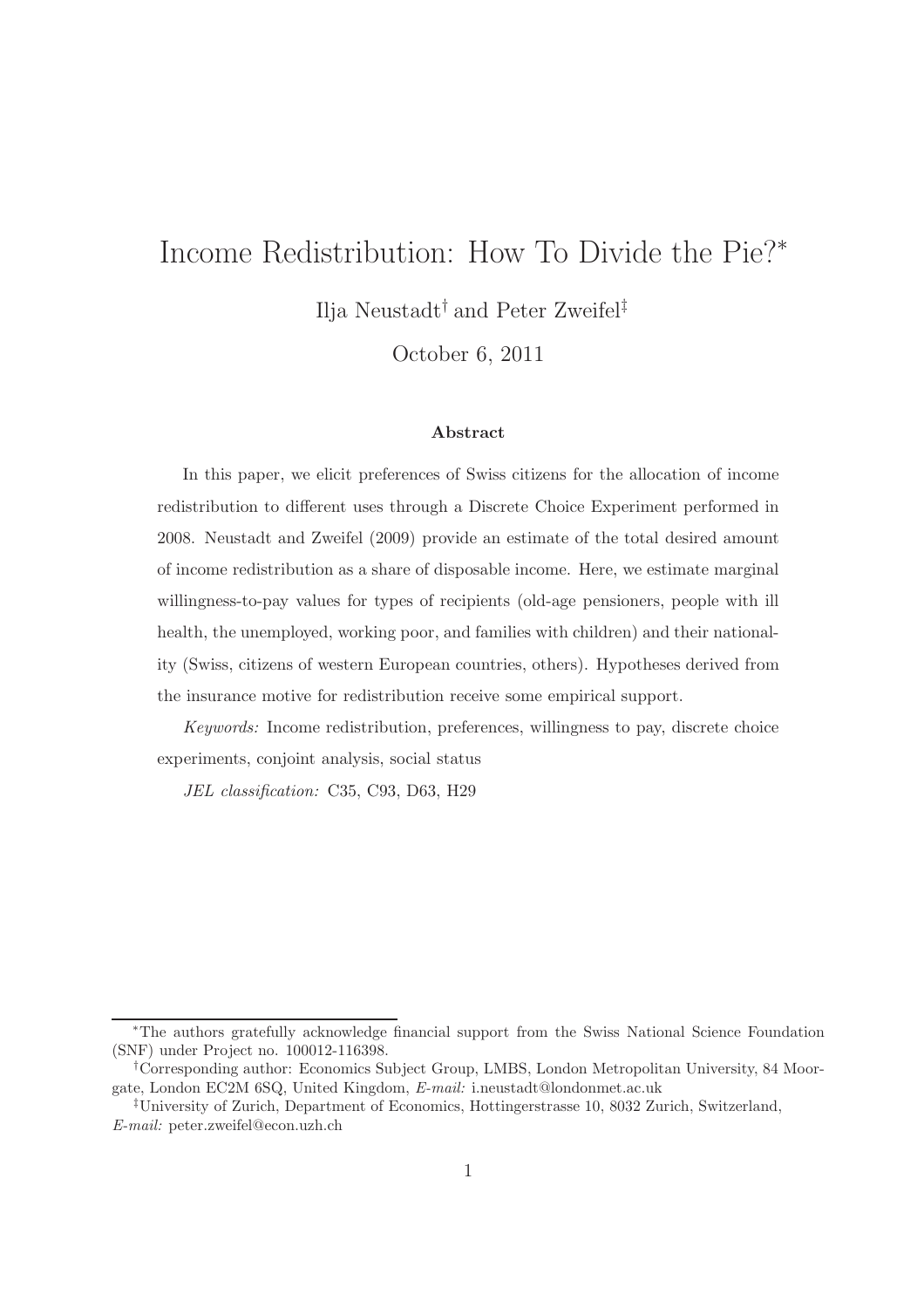# Income Redistribution: How To Divide the Pie?*

Ilja Neustadt[†] and Peter Zweifel[‡]

October 6, 2011

**Abstract**

In this paper, we elicit preferences of Swiss citizens for the allocation of income redistribution to different uses through a Discrete Choice Experiment performed in 2008. Neustadt and Zweifel (2009) provide an estimate of the total desired amount of income redistribution as a share of disposable income. Here, we estimate marginal willingness-to-pay values for types of recipients (old-age pensioners, people with ill health, the unemployed, working poor, and families with children) and their nationality (Swiss, citizens of western European countries, others). Hypotheses derived from the insurance motive for redistribution receive some empirical support.

*Keywords:* Income redistribution, preferences, willingness to pay, discrete choice experiments, conjoint analysis, social status

*JEL classification:* C35, C93, D63, H29

---

*The authors gratefully acknowledge financial support from the Swiss National Science Foundation (SNF) under Project no. 100012-116398.

[†]Corresponding author: Economics Subject Group, LMBS, London Metropolitan University, 84 Moorgate, London EC2M 6SQ, United Kingdom, *E-mail:* i.neustadt@londonmet.ac.uk

[‡]University of Zurich, Department of Economics, Hottingerstrasse 10, 8032 Zurich, Switzerland, *E-mail:* peter.zweifel@econ.uzh.ch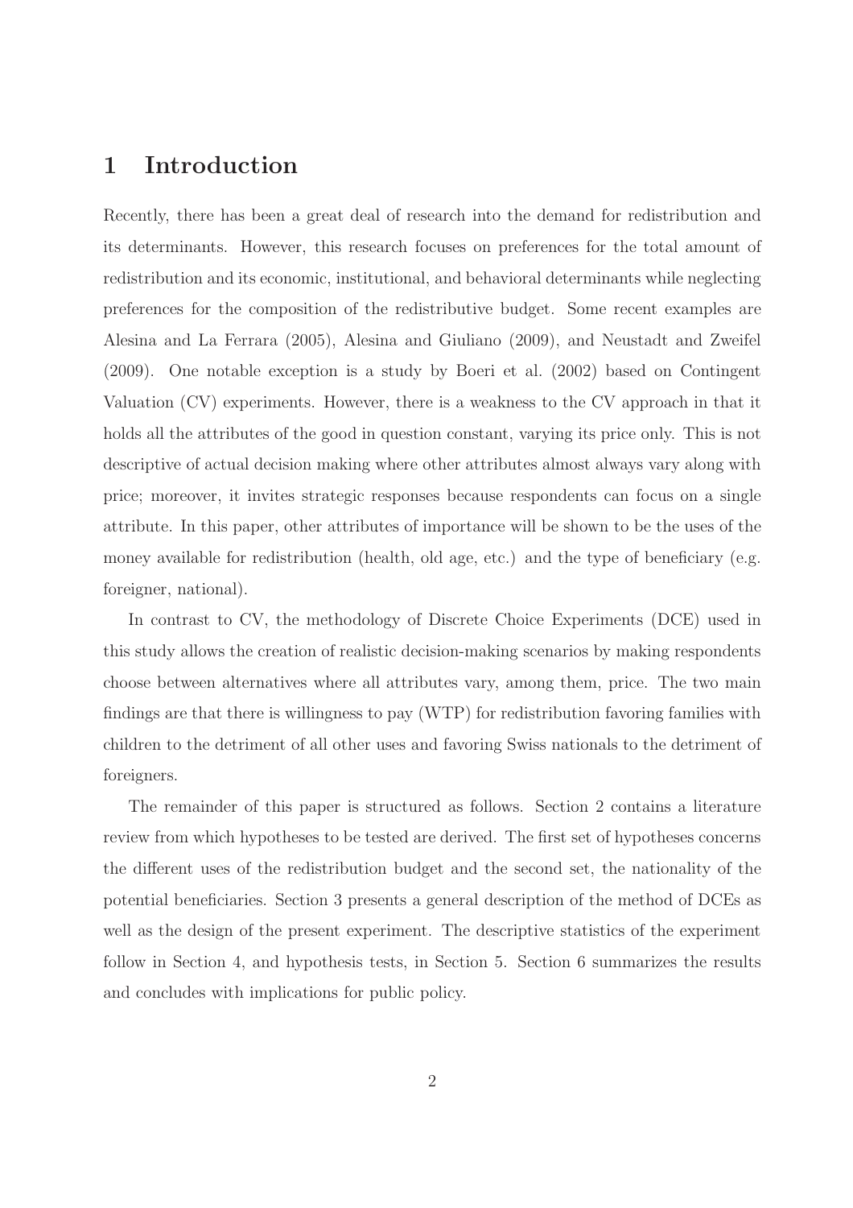# 1 Introduction

Recently, there has been a great deal of research into the demand for redistribution and its determinants. However, this research focuses on preferences for the total amount of redistribution and its economic, institutional, and behavioral determinants while neglecting preferences for the composition of the redistributive budget. Some recent examples are Alesina and La Ferrara (2005), Alesina and Giuliano (2009), and Neustadt and Zweifel (2009). One notable exception is a study by Boeri et al. (2002) based on Contingent Valuation (CV) experiments. However, there is a weakness to the CV approach in that it holds all the attributes of the good in question constant, varying its price only. This is not descriptive of actual decision making where other attributes almost always vary along with price; moreover, it invites strategic responses because respondents can focus on a single attribute. In this paper, other attributes of importance will be shown to be the uses of the money available for redistribution (health, old age, etc.) and the type of beneficiary (e.g. foreigner, national).

In contrast to CV, the methodology of Discrete Choice Experiments (DCE) used in this study allows the creation of realistic decision-making scenarios by making respondents choose between alternatives where all attributes vary, among them, price. The two main findings are that there is willingness to pay (WTP) for redistribution favoring families with children to the detriment of all other uses and favoring Swiss nationals to the detriment of foreigners.

The remainder of this paper is structured as follows. Section 2 contains a literature review from which hypotheses to be tested are derived. The first set of hypotheses concerns the different uses of the redistribution budget and the second set, the nationality of the potential beneficiaries. Section 3 presents a general description of the method of DCEs as well as the design of the present experiment. The descriptive statistics of the experiment follow in Section 4, and hypothesis tests, in Section 5. Section 6 summarizes the results and concludes with implications for public policy.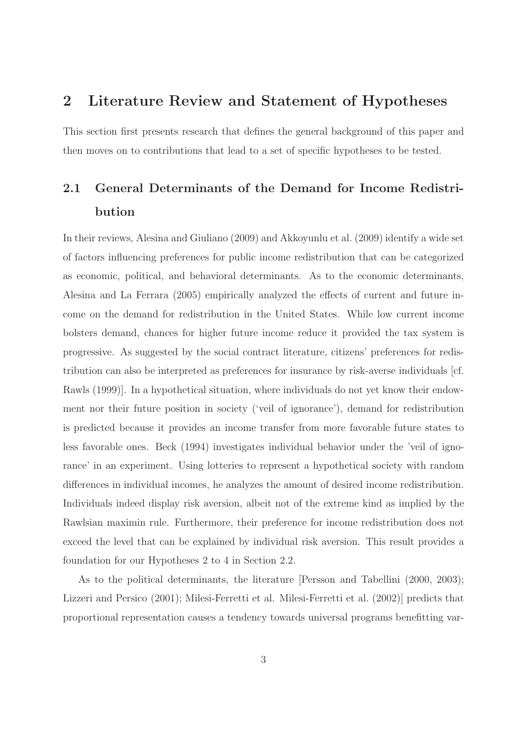# 2 Literature Review and Statement of Hypotheses

This section first presents research that defines the general background of this paper and then moves on to contributions that lead to a set of specific hypotheses to be tested.

## 2.1 General Determinants of the Demand for Income Redistribution

In their reviews, Alesina and Giuliano (2009) and Akkoyunlu et al. (2009) identify a wide set of factors influencing preferences for public income redistribution that can be categorized as economic, political, and behavioral determinants. As to the economic determinants, Alesina and La Ferrara (2005) empirically analyzed the effects of current and future income on the demand for redistribution in the United States. While low current income bolsters demand, chances for higher future income reduce it provided the tax system is progressive. As suggested by the social contract literature, citizens' preferences for redistribution can also be interpreted as preferences for insurance by risk-averse individuals [cf. Rawls (1999)]. In a hypothetical situation, where individuals do not yet know their endowment nor their future position in society ('veil of ignorance'), demand for redistribution is predicted because it provides an income transfer from more favorable future states to less favorable ones. Beck (1994) investigates individual behavior under the 'veil of ignorance' in an experiment. Using lotteries to represent a hypothetical society with random differences in individual incomes, he analyzes the amount of desired income redistribution. Individuals indeed display risk aversion, albeit not of the extreme kind as implied by the Rawlsian maximin rule. Furthermore, their preference for income redistribution does not exceed the level that can be explained by individual risk aversion. This result provides a foundation for our Hypotheses 2 to 4 in Section 2.2.

As to the political determinants, the literature [Persson and Tabellini (2000, 2003); Lizzeri and Persico (2001); Milesi-Ferretti et al. Milesi-Ferretti et al. (2002)] predicts that proportional representation causes a tendency towards universal programs benefitting var-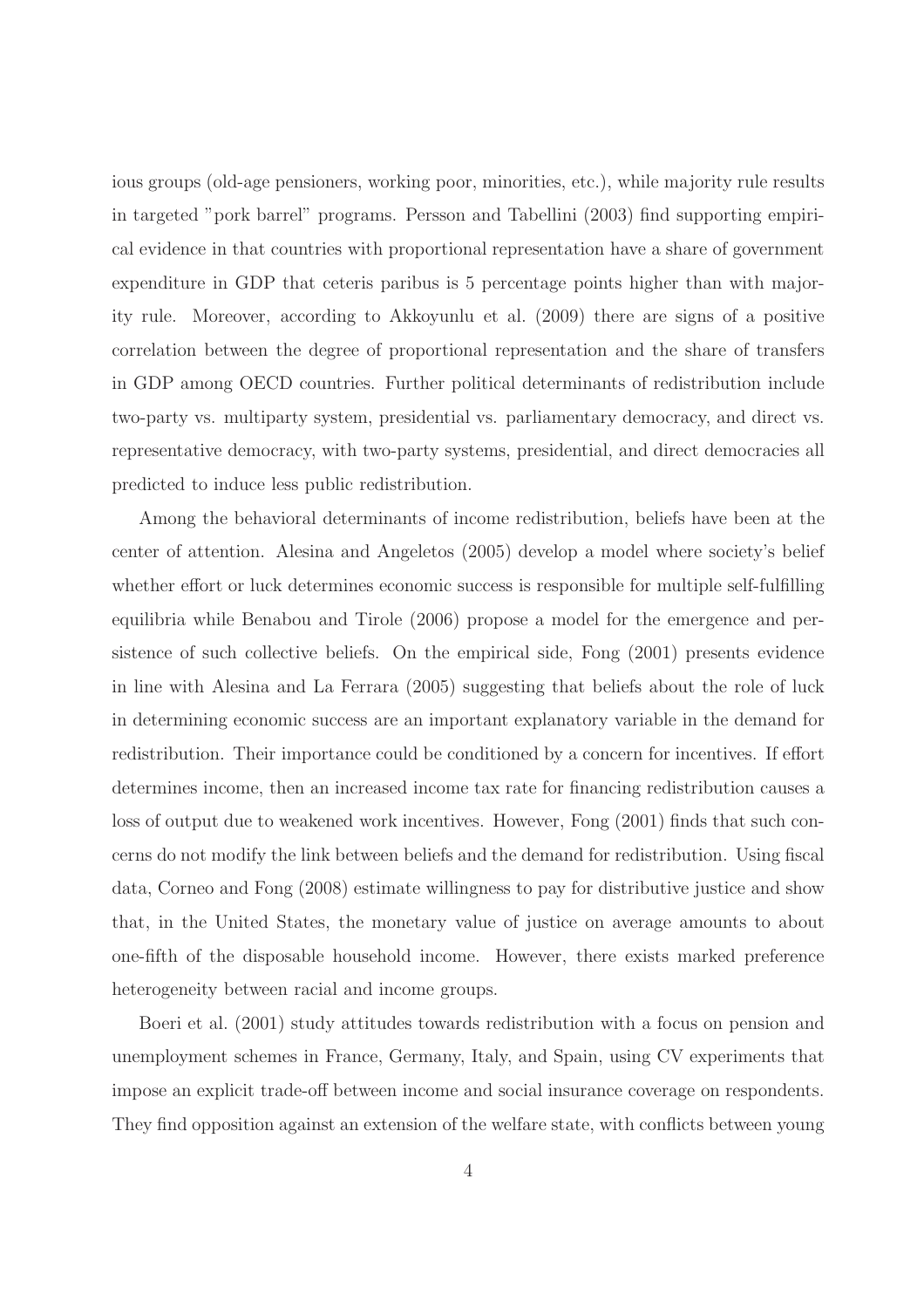ious groups (old-age pensioners, working poor, minorities, etc.), while majority rule results in targeted "pork barrel" programs. Persson and Tabellini (2003) find supporting empirical evidence in that countries with proportional representation have a share of government expenditure in GDP that ceteris paribus is 5 percentage points higher than with majority rule. Moreover, according to Akkoyunlu et al. (2009) there are signs of a positive correlation between the degree of proportional representation and the share of transfers in GDP among OECD countries. Further political determinants of redistribution include two-party vs. multiparty system, presidential vs. parliamentary democracy, and direct vs. representative democracy, with two-party systems, presidential, and direct democracies all predicted to induce less public redistribution.

Among the behavioral determinants of income redistribution, beliefs have been at the center of attention. Alesina and Angeletos (2005) develop a model where society's belief whether effort or luck determines economic success is responsible for multiple self-fulfilling equilibria while Benabou and Tirole (2006) propose a model for the emergence and persistence of such collective beliefs. On the empirical side, Fong (2001) presents evidence in line with Alesina and La Ferrara (2005) suggesting that beliefs about the role of luck in determining economic success are an important explanatory variable in the demand for redistribution. Their importance could be conditioned by a concern for incentives. If effort determines income, then an increased income tax rate for financing redistribution causes a loss of output due to weakened work incentives. However, Fong (2001) finds that such concerns do not modify the link between beliefs and the demand for redistribution. Using fiscal data, Corneo and Fong (2008) estimate willingness to pay for distributive justice and show that, in the United States, the monetary value of justice on average amounts to about one-fifth of the disposable household income. However, there exists marked preference heterogeneity between racial and income groups.

Boeri et al. (2001) study attitudes towards redistribution with a focus on pension and unemployment schemes in France, Germany, Italy, and Spain, using CV experiments that impose an explicit trade-off between income and social insurance coverage on respondents. They find opposition against an extension of the welfare state, with conflicts between young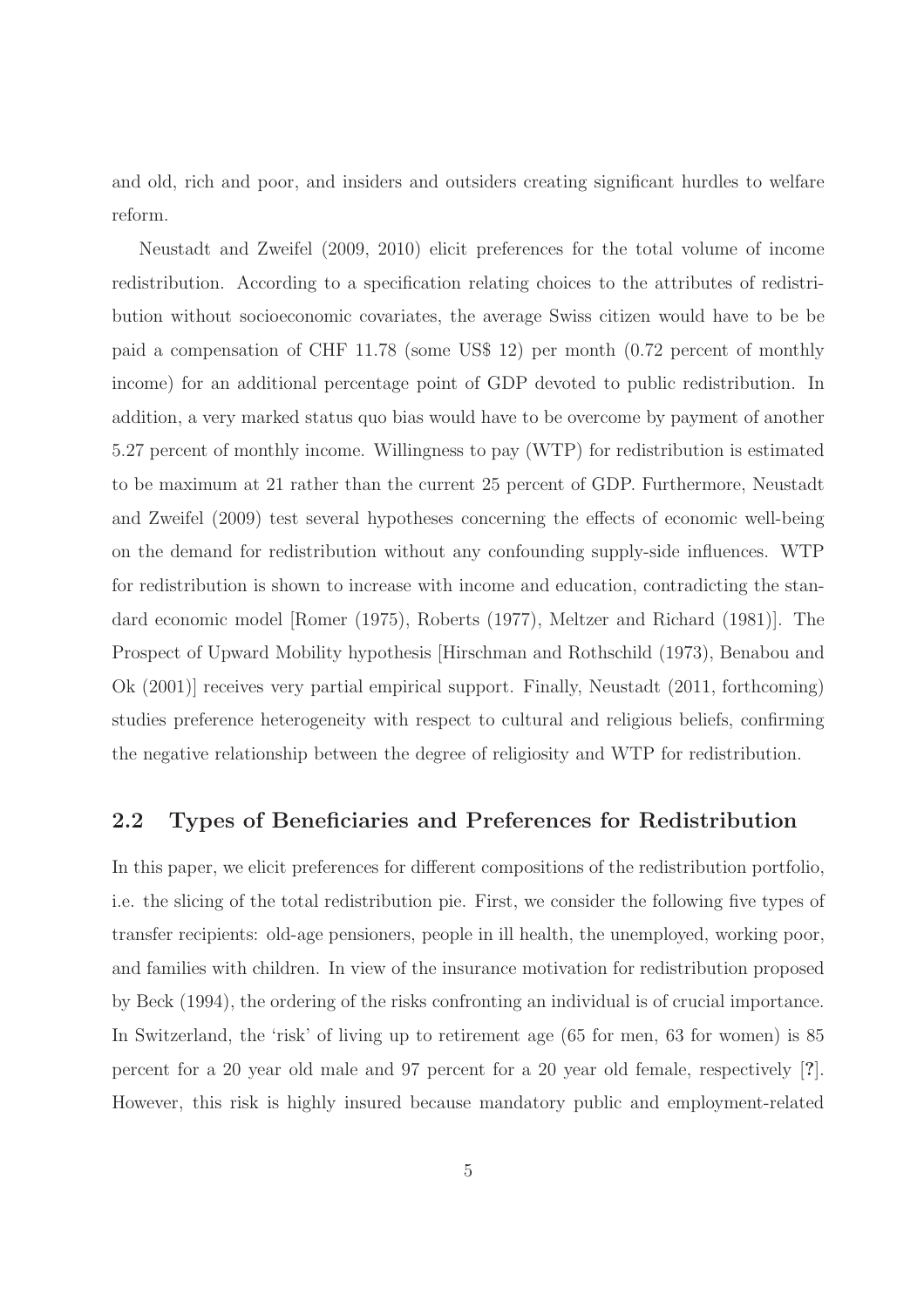and old, rich and poor, and insiders and outsiders creating significant hurdles to welfare reform.

Neustadt and Zweifel (2009, 2010) elicit preferences for the total volume of income redistribution. According to a specification relating choices to the attributes of redistribution without socioeconomic covariates, the average Swiss citizen would have to be be paid a compensation of CHF 11.78 (some US$ 12) per month (0.72 percent of monthly income) for an additional percentage point of GDP devoted to public redistribution. In addition, a very marked status quo bias would have to be overcome by payment of another 5.27 percent of monthly income. Willingness to pay (WTP) for redistribution is estimated to be maximum at 21 rather than the current 25 percent of GDP. Furthermore, Neustadt and Zweifel (2009) test several hypotheses concerning the effects of economic well-being on the demand for redistribution without any confounding supply-side influences. WTP for redistribution is shown to increase with income and education, contradicting the standard economic model [Romer (1975), Roberts (1977), Meltzer and Richard (1981)]. The Prospect of Upward Mobility hypothesis [Hirschman and Rothschild (1973), Benabou and Ok (2001)] receives very partial empirical support. Finally, Neustadt (2011, forthcoming) studies preference heterogeneity with respect to cultural and religious beliefs, confirming the negative relationship between the degree of religiosity and WTP for redistribution.

## 2.2 Types of Beneficiaries and Preferences for Redistribution

In this paper, we elicit preferences for different compositions of the redistribution portfolio, i.e. the slicing of the total redistribution pie. First, we consider the following five types of transfer recipients: old-age pensioners, people in ill health, the unemployed, working poor, and families with children. In view of the insurance motivation for redistribution proposed by Beck (1994), the ordering of the risks confronting an individual is of crucial importance. In Switzerland, the 'risk' of living up to retirement age (65 for men, 63 for women) is 85 percent for a 20 year old male and 97 percent for a 20 year old female, respectively [?]. However, this risk is highly insured because mandatory public and employment-related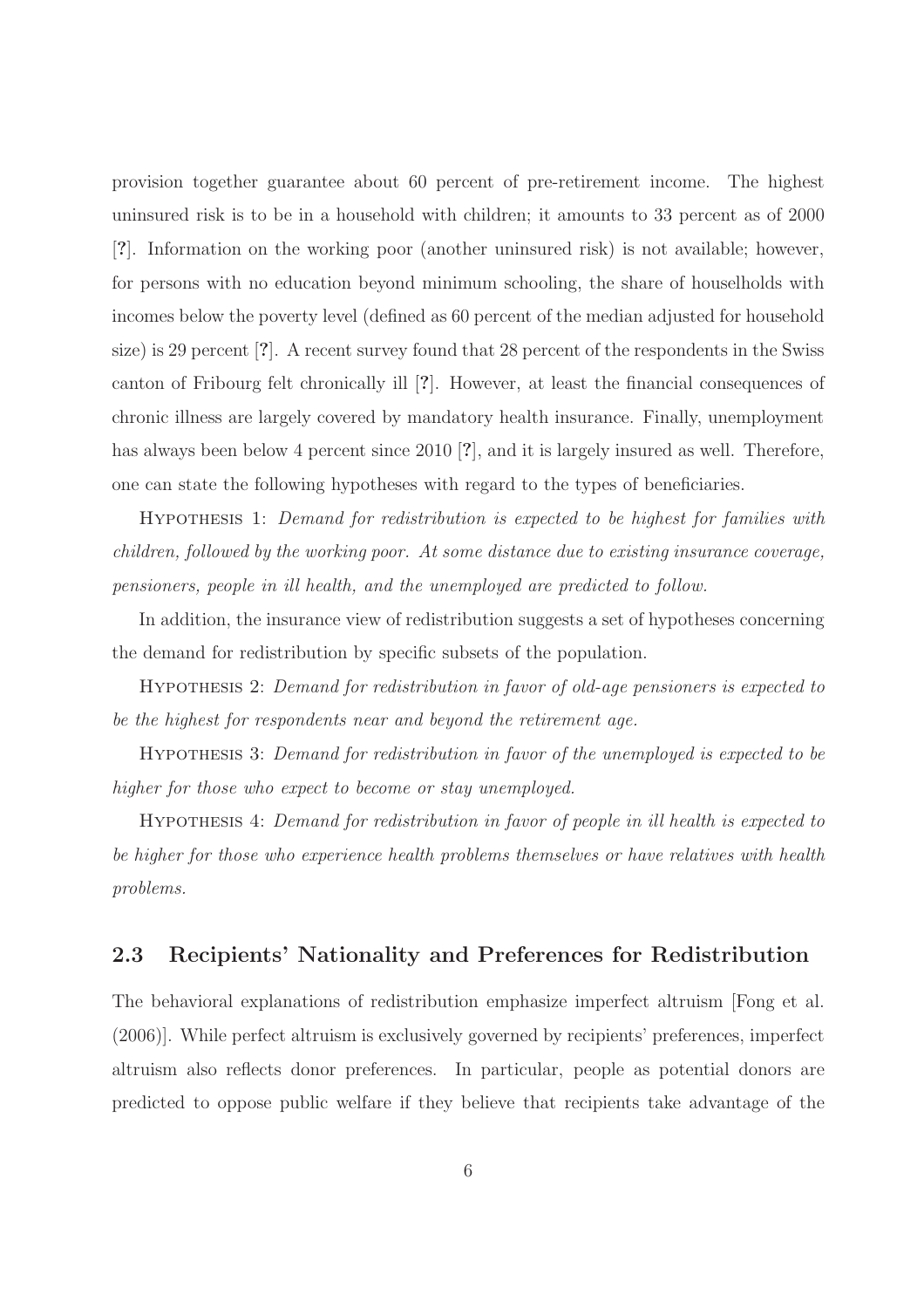provision together guarantee about 60 percent of pre-retirement income. The highest uninsured risk is to be in a household with children; it amounts to 33 percent as of 2000 [?]. Information on the working poor (another uninsured risk) is not available; however, for persons with no education beyond minimum schooling, the share of houselholds with incomes below the poverty level (defined as 60 percent of the median adjusted for household size) is 29 percent [?]. A recent survey found that 28 percent of the respondents in the Swiss canton of Fribourg felt chronically ill [?]. However, at least the financial consequences of chronic illness are largely covered by mandatory health insurance. Finally, unemployment has always been below 4 percent since 2010 [?], and it is largely insured as well. Therefore, one can state the following hypotheses with regard to the types of beneficiaries.

Hypothesis 1: *Demand for redistribution is expected to be highest for families with children, followed by the working poor. At some distance due to existing insurance coverage, pensioners, people in ill health, and the unemployed are predicted to follow.*

In addition, the insurance view of redistribution suggests a set of hypotheses concerning the demand for redistribution by specific subsets of the population.

Hypothesis 2: *Demand for redistribution in favor of old-age pensioners is expected to be the highest for respondents near and beyond the retirement age.*

Hypothesis 3: *Demand for redistribution in favor of the unemployed is expected to be higher for those who expect to become or stay unemployed.*

Hypothesis 4: *Demand for redistribution in favor of people in ill health is expected to be higher for those who experience health problems themselves or have relatives with health problems.*

### 2.3 Recipients' Nationality and Preferences for Redistribution

The behavioral explanations of redistribution emphasize imperfect altruism [Fong et al. (2006)]. While perfect altruism is exclusively governed by recipients' preferences, imperfect altruism also reflects donor preferences. In particular, people as potential donors are predicted to oppose public welfare if they believe that recipients take advantage of the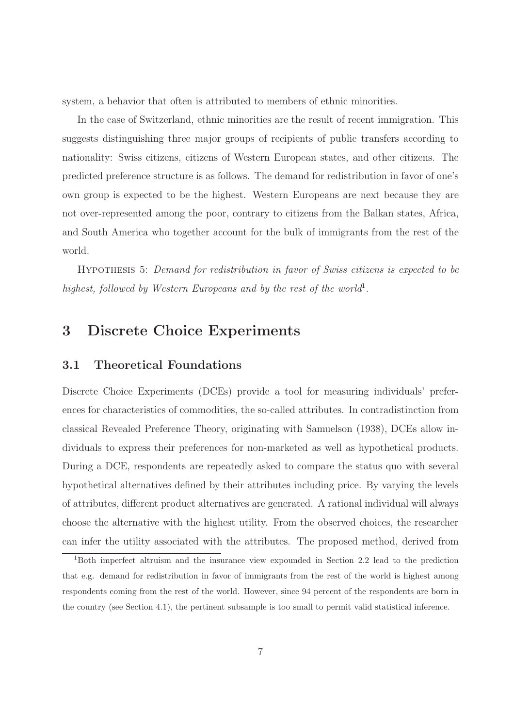system, a behavior that often is attributed to members of ethnic minorities.

In the case of Switzerland, ethnic minorities are the result of recent immigration. This suggests distinguishing three major groups of recipients of public transfers according to nationality: Swiss citizens, citizens of Western European states, and other citizens. The predicted preference structure is as follows. The demand for redistribution in favor of one's own group is expected to be the highest. Western Europeans are next because they are not over-represented among the poor, contrary to citizens from the Balkan states, Africa, and South America who together account for the bulk of immigrants from the rest of the world.

HYPOTHESIS 5: *Demand for redistribution in favor of Swiss citizens is expected to be highest, followed by Western Europeans and by the rest of the world*[1].

# 3 Discrete Choice Experiments

## 3.1 Theoretical Foundations

Discrete Choice Experiments (DCEs) provide a tool for measuring individuals' preferences for characteristics of commodities, the so-called attributes. In contradistinction from classical Revealed Preference Theory, originating with Samuelson (1938), DCEs allow individuals to express their preferences for non-marketed as well as hypothetical products. During a DCE, respondents are repeatedly asked to compare the status quo with several hypothetical alternatives defined by their attributes including price. By varying the levels of attributes, different product alternatives are generated. A rational individual will always choose the alternative with the highest utility. From the observed choices, the researcher can infer the utility associated with the attributes. The proposed method, derived from

[1] Both imperfect altruism and the insurance view expounded in Section 2.2 lead to the prediction that e.g. demand for redistribution in favor of immigrants from the rest of the world is highest among respondents coming from the rest of the world. However, since 94 percent of the respondents are born in the country (see Section 4.1), the pertinent subsample is too small to permit valid statistical inference.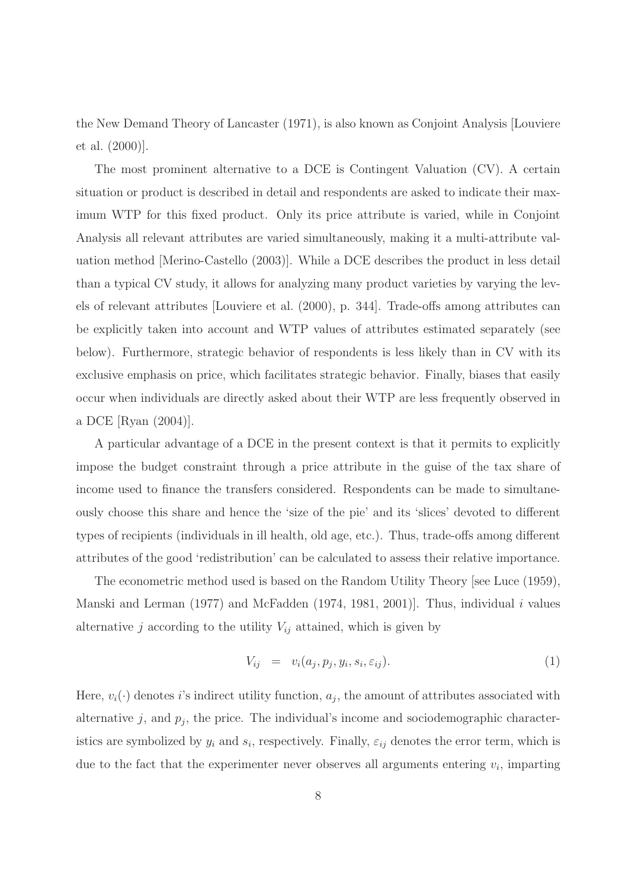the New Demand Theory of Lancaster (1971), is also known as Conjoint Analysis [Louviere et al. (2000)].

The most prominent alternative to a DCE is Contingent Valuation (CV). A certain situation or product is described in detail and respondents are asked to indicate their maximum WTP for this fixed product. Only its price attribute is varied, while in Conjoint Analysis all relevant attributes are varied simultaneously, making it a multi-attribute valuation method [Merino-Castello (2003)]. While a DCE describes the product in less detail than a typical CV study, it allows for analyzing many product varieties by varying the levels of relevant attributes [Louviere et al. (2000), p. 344]. Trade-offs among attributes can be explicitly taken into account and WTP values of attributes estimated separately (see below). Furthermore, strategic behavior of respondents is less likely than in CV with its exclusive emphasis on price, which facilitates strategic behavior. Finally, biases that easily occur when individuals are directly asked about their WTP are less frequently observed in a DCE [Ryan (2004)].

A particular advantage of a DCE in the present context is that it permits to explicitly impose the budget constraint through a price attribute in the guise of the tax share of income used to finance the transfers considered. Respondents can be made to simultaneously choose this share and hence the 'size of the pie' and its 'slices' devoted to different types of recipients (individuals in ill health, old age, etc.). Thus, trade-offs among different attributes of the good 'redistribution' can be calculated to assess their relative importance.

The econometric method used is based on the Random Utility Theory [see Luce (1959), Manski and Lerman (1977) and McFadden (1974, 1981, 2001)]. Thus, individual $i$ values alternative $j$ according to the utility $V_{ij}$ attained, which is given by

$$V_{ij} \quad = \quad v_i(a_j, p_j, y_i, s_i, \varepsilon_{ij}). \tag{1}$$

Here, $v_i(\cdot)$ denotes $i$'s indirect utility function, $a_j$, the amount of attributes associated with alternative $j$, and $p_j$, the price. The individual's income and sociodemographic characteristics are symbolized by $y_i$ and $s_i$, respectively. Finally, $\varepsilon_{ij}$ denotes the error term, which is due to the fact that the experimenter never observes all arguments entering $v_i$, imparting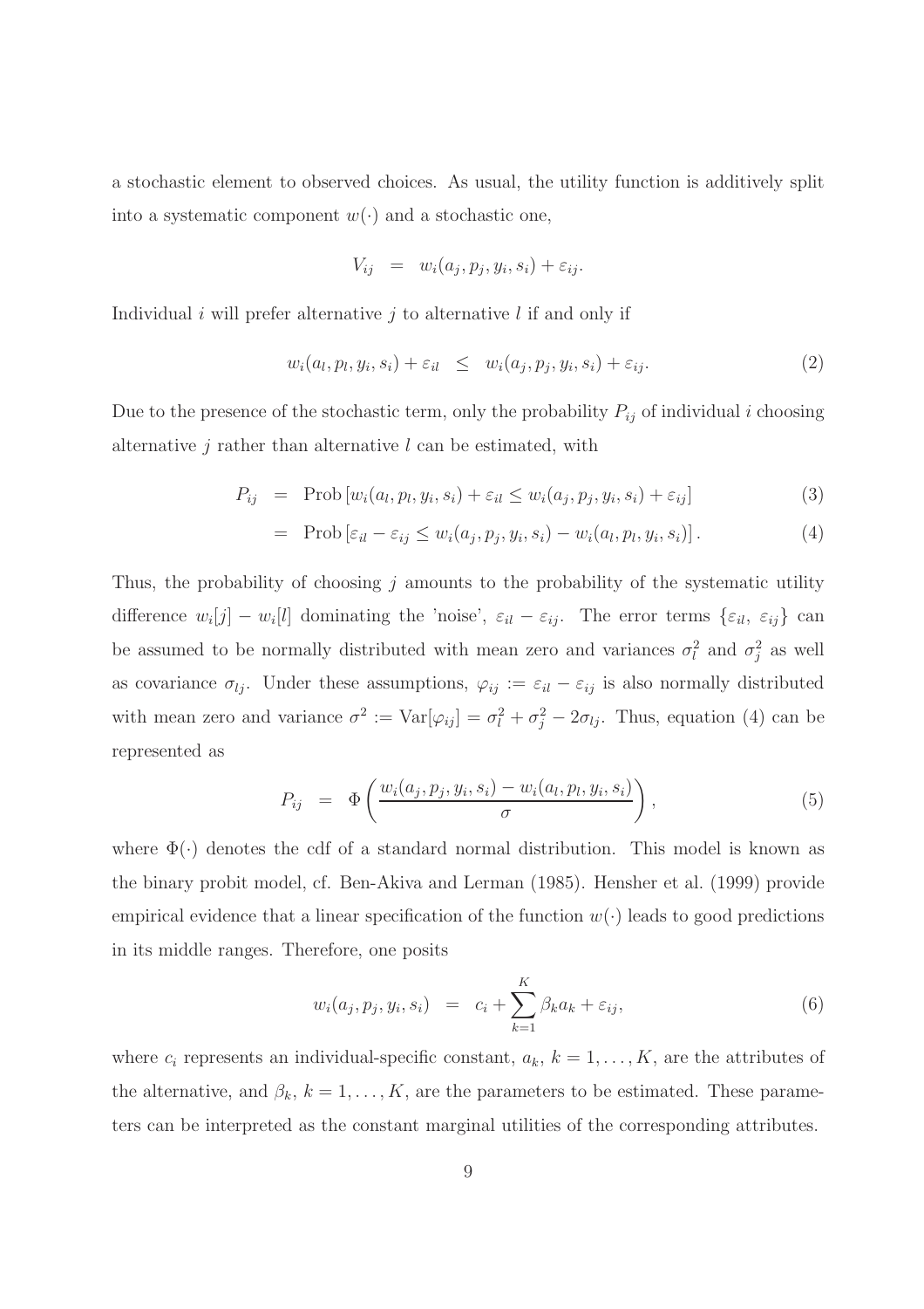a stochastic element to observed choices. As usual, the utility function is additively split into a systematic component $w(\cdot)$ and a stochastic one,

$$V_{ij} \;\; = \;\; w_i(a_j, p_j, y_i, s_i) + \varepsilon_{ij}.$$

Individual $i$ will prefer alternative $j$ to alternative $l$ if and only if

$$w_i(a_l, p_l, y_i, s_i) + \varepsilon_{il} \;\; \leq \;\; w_i(a_j, p_j, y_i, s_i) + \varepsilon_{ij}. \tag{2}$$

Due to the presence of the stochastic term, only the probability $P_{ij}$ of individual $i$ choosing alternative $j$ rather than alternative $l$ can be estimated, with

$$P_{ij} \;\; = \;\; \text{Prob}\left[w_i(a_l, p_l, y_i, s_i) + \varepsilon_{il} \leq w_i(a_j, p_j, y_i, s_i) + \varepsilon_{ij}\right] \tag{3}$$

$$\;\; = \;\; \text{Prob}\left[\varepsilon_{il} - \varepsilon_{ij} \leq w_i(a_j, p_j, y_i, s_i) - w_i(a_l, p_l, y_i, s_i)\right]. \tag{4}$$

Thus, the probability of choosing $j$ amounts to the probability of the systematic utility difference $w_i[j] - w_i[l]$ dominating the 'noise', $\varepsilon_{il} - \varepsilon_{ij}$. The error terms $\{\varepsilon_{il},\ \varepsilon_{ij}\}$ can be assumed to be normally distributed with mean zero and variances $\sigma_l^2$ and $\sigma_j^2$ as well as covariance $\sigma_{lj}$. Under these assumptions, $\varphi_{ij} := \varepsilon_{il} - \varepsilon_{ij}$ is also normally distributed with mean zero and variance $\sigma^2 := \text{Var}[\varphi_{ij}] = \sigma_l^2 + \sigma_j^2 - 2\sigma_{lj}$. Thus, equation (4) can be represented as

$$P_{ij} \;\; = \;\; \Phi\left(\frac{w_i(a_j, p_j, y_i, s_i) - w_i(a_l, p_l, y_i, s_i)}{\sigma}\right), \tag{5}$$

where $\Phi(\cdot)$ denotes the cdf of a standard normal distribution. This model is known as the binary probit model, cf. Ben-Akiva and Lerman (1985). Hensher et al. (1999) provide empirical evidence that a linear specification of the function $w(\cdot)$ leads to good predictions in its middle ranges. Therefore, one posits

$$w_i(a_j, p_j, y_i, s_i) \;\; = \;\; c_i + \sum_{k=1}^{K} \beta_k a_k + \varepsilon_{ij}, \tag{6}$$

where $c_i$ represents an individual-specific constant, $a_k$, $k = 1, \ldots, K$, are the attributes of the alternative, and $\beta_k$, $k = 1, \ldots, K$, are the parameters to be estimated. These parameters can be interpreted as the constant marginal utilities of the corresponding attributes.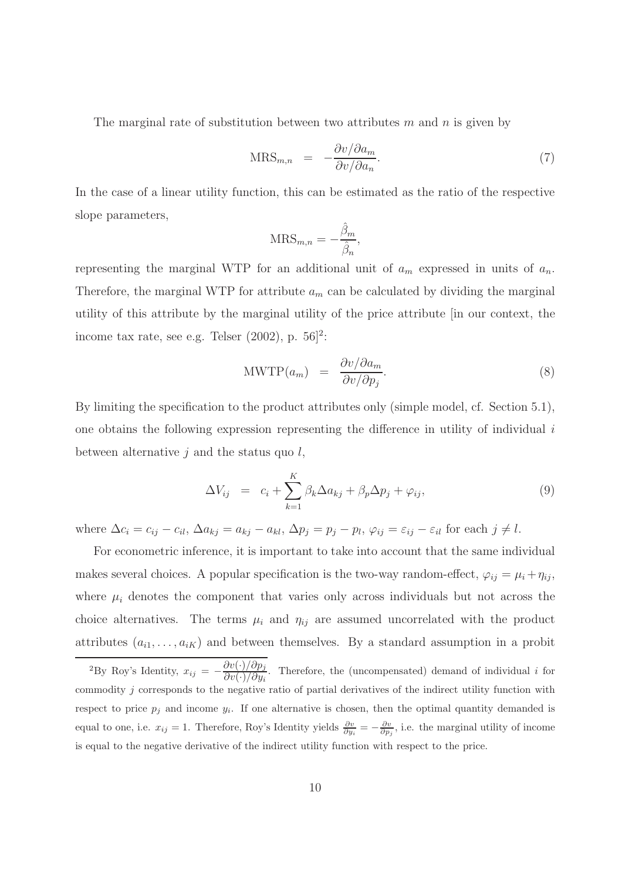The marginal rate of substitution between two attributes $m$ and $n$ is given by

$$\text{MRS}_{m,n} \;=\; -\frac{\partial v/\partial a_m}{\partial v/\partial a_n}. \tag{7}$$

In the case of a linear utility function, this can be estimated as the ratio of the respective slope parameters,

$$\text{MRS}_{m,n} = -\frac{\hat{\beta}_m}{\hat{\beta}_n},$$

representing the marginal WTP for an additional unit of $a_m$ expressed in units of $a_n$. Therefore, the marginal WTP for attribute $a_m$ can be calculated by dividing the marginal utility of this attribute by the marginal utility of the price attribute [in our context, the income tax rate, see e.g. Telser (2002), p. 56][2]:

$$\text{MWTP}(a_m) \;=\; \frac{\partial v/\partial a_m}{\partial v/\partial p_j}. \tag{8}$$

By limiting the specification to the product attributes only (simple model, cf. Section 5.1), one obtains the following expression representing the difference in utility of individual $i$ between alternative $j$ and the status quo $l$,

$$\Delta V_{ij} \;=\; c_i + \sum_{k=1}^{K} \beta_k \Delta a_{kj} + \beta_p \Delta p_j + \varphi_{ij}, \tag{9}$$

where $\Delta c_i = c_{ij} - c_{il}$, $\Delta a_{kj} = a_{kj} - a_{kl}$, $\Delta p_j = p_j - p_l$, $\varphi_{ij} = \varepsilon_{ij} - \varepsilon_{il}$ for each $j \neq l$.

For econometric inference, it is important to take into account that the same individual makes several choices. A popular specification is the two-way random-effect, $\varphi_{ij} = \mu_i + \eta_{ij}$, where $\mu_i$ denotes the component that varies only across individuals but not across the choice alternatives. The terms $\mu_i$ and $\eta_{ij}$ are assumed uncorrelated with the product attributes $(a_{i1}, \ldots, a_{iK})$ and between themselves. By a standard assumption in a probit

---

[2] By Roy's Identity, $x_{ij} = -\frac{\partial v(\cdot)/\partial p_j}{\partial v(\cdot)/\partial y_i}$. Therefore, the (uncompensated) demand of individual $i$ for commodity $j$ corresponds to the negative ratio of partial derivatives of the indirect utility function with respect to price $p_j$ and income $y_i$. If one alternative is chosen, then the optimal quantity demanded is equal to one, i.e. $x_{ij} = 1$. Therefore, Roy's Identity yields $\frac{\partial v}{\partial y_i} = -\frac{\partial v}{\partial p_j}$, i.e. the marginal utility of income is equal to the negative derivative of the indirect utility function with respect to the price.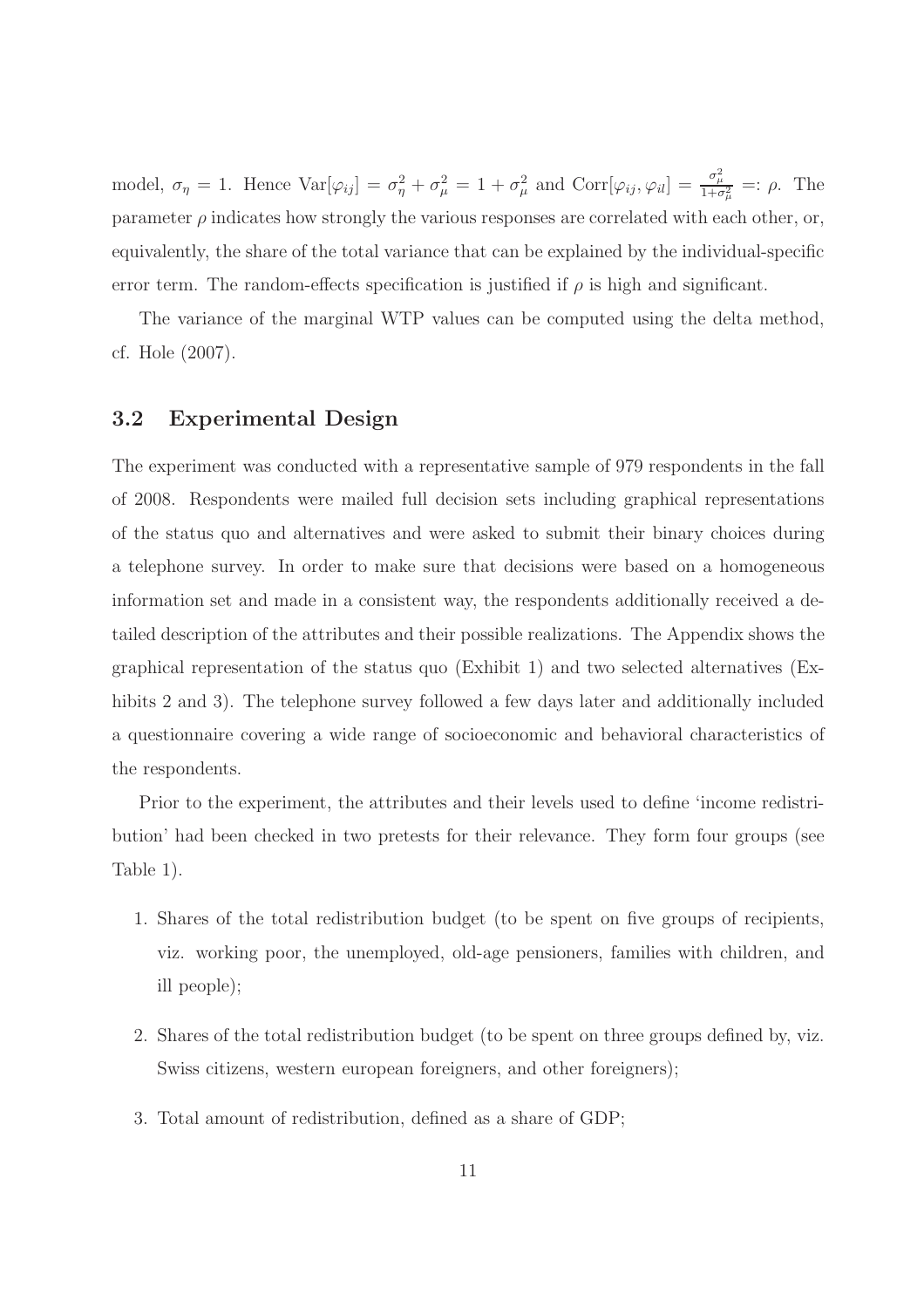model, $\sigma_\eta = 1$. Hence $\mathrm{Var}[\varphi_{ij}] = \sigma_\eta^2 + \sigma_\mu^2 = 1 + \sigma_\mu^2$ and $\mathrm{Corr}[\varphi_{ij}, \varphi_{il}] = \frac{\sigma_\mu^2}{1+\sigma_\mu^2} =: \rho$. The parameter $\rho$ indicates how strongly the various responses are correlated with each other, or, equivalently, the share of the total variance that can be explained by the individual-specific error term. The random-effects specification is justified if $\rho$ is high and significant.

The variance of the marginal WTP values can be computed using the delta method, cf. Hole (2007).

### 3.2 Experimental Design

The experiment was conducted with a representative sample of 979 respondents in the fall of 2008. Respondents were mailed full decision sets including graphical representations of the status quo and alternatives and were asked to submit their binary choices during a telephone survey. In order to make sure that decisions were based on a homogeneous information set and made in a consistent way, the respondents additionally received a detailed description of the attributes and their possible realizations. The Appendix shows the graphical representation of the status quo (Exhibit 1) and two selected alternatives (Exhibits 2 and 3). The telephone survey followed a few days later and additionally included a questionnaire covering a wide range of socioeconomic and behavioral characteristics of the respondents.

Prior to the experiment, the attributes and their levels used to define 'income redistribution' had been checked in two pretests for their relevance. They form four groups (see Table 1).

1. Shares of the total redistribution budget (to be spent on five groups of recipients, viz. working poor, the unemployed, old-age pensioners, families with children, and ill people);
2. Shares of the total redistribution budget (to be spent on three groups defined by, viz. Swiss citizens, western european foreigners, and other foreigners);
3. Total amount of redistribution, defined as a share of GDP;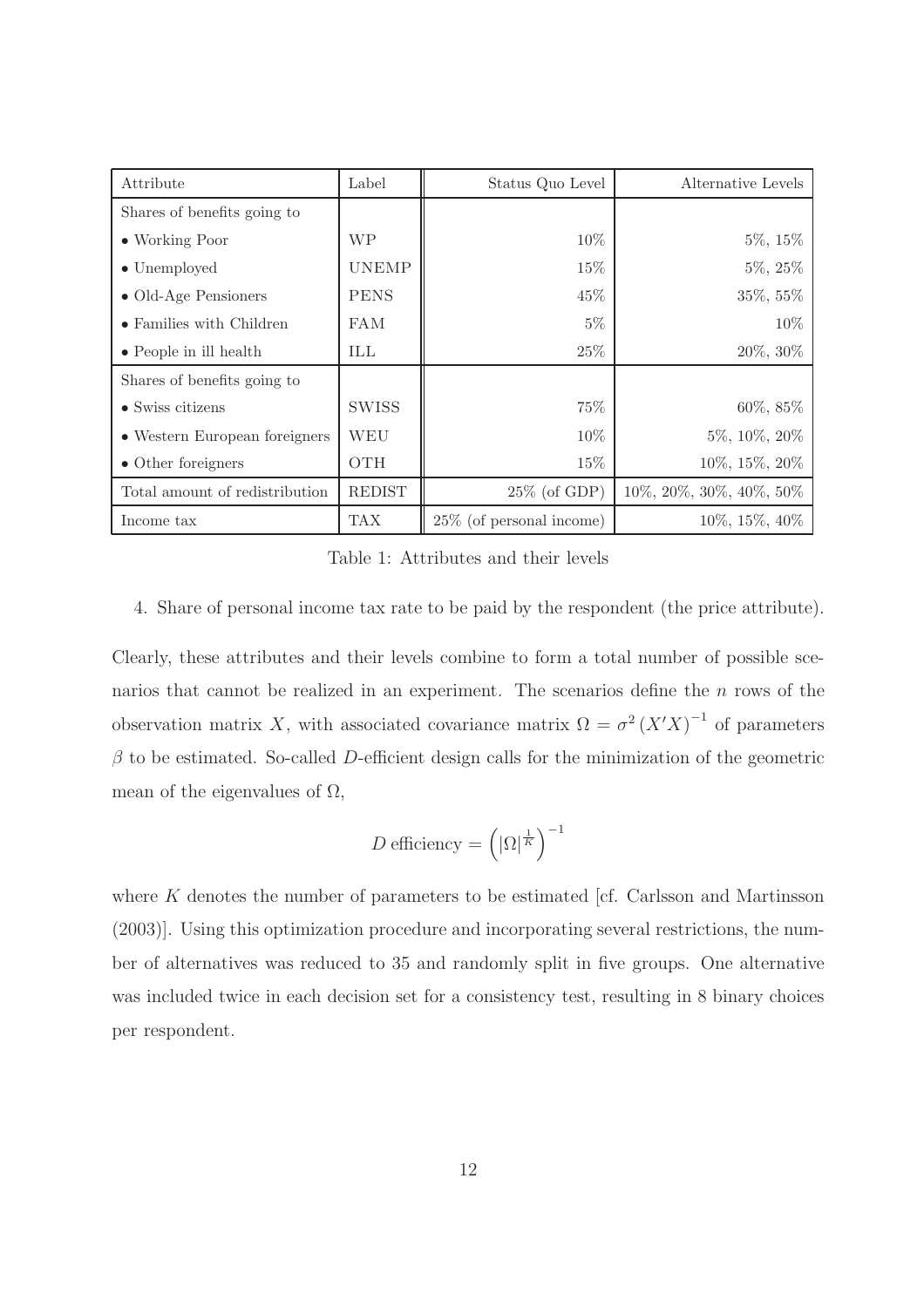| Attribute | Label | Status Quo Level | Alternative Levels |
|---|---|---|---|
| Shares of benefits going to | | | |
| • Working Poor | WP | 10% | 5%, 15% |
| • Unemployed | UNEMP | 15% | 5%, 25% |
| • Old-Age Pensioners | PENS | 45% | 35%, 55% |
| • Families with Children | FAM | 5% | 10% |
| • People in ill health | ILL | 25% | 20%, 30% |
| Shares of benefits going to | | | |
| • Swiss citizens | SWISS | 75% | 60%, 85% |
| • Western European foreigners | WEU | 10% | 5%, 10%, 20% |
| • Other foreigners | OTH | 15% | 10%, 15%, 20% |
| Total amount of redistribution | REDIST | 25% (of GDP) | 10%, 20%, 30%, 40%, 50% |
| Income tax | TAX | 25% (of personal income) | 10%, 15%, 40% |

Table 1: Attributes and their levels

4. Share of personal income tax rate to be paid by the respondent (the price attribute).

Clearly, these attributes and their levels combine to form a total number of possible scenarios that cannot be realized in an experiment. The scenarios define the $n$ rows of the observation matrix $X$, with associated covariance matrix $\Omega = \sigma^2 \left(X'X\right)^{-1}$ of parameters $\beta$ to be estimated. So-called $D$-efficient design calls for the minimization of the geometric mean of the eigenvalues of $\Omega$,

$$D \text{ efficiency} = \left(|\Omega|^{\frac{1}{K}}\right)^{-1}$$

where $K$ denotes the number of parameters to be estimated [cf. Carlsson and Martinsson (2003)]. Using this optimization procedure and incorporating several restrictions, the number of alternatives was reduced to 35 and randomly split in five groups. One alternative was included twice in each decision set for a consistency test, resulting in 8 binary choices per respondent.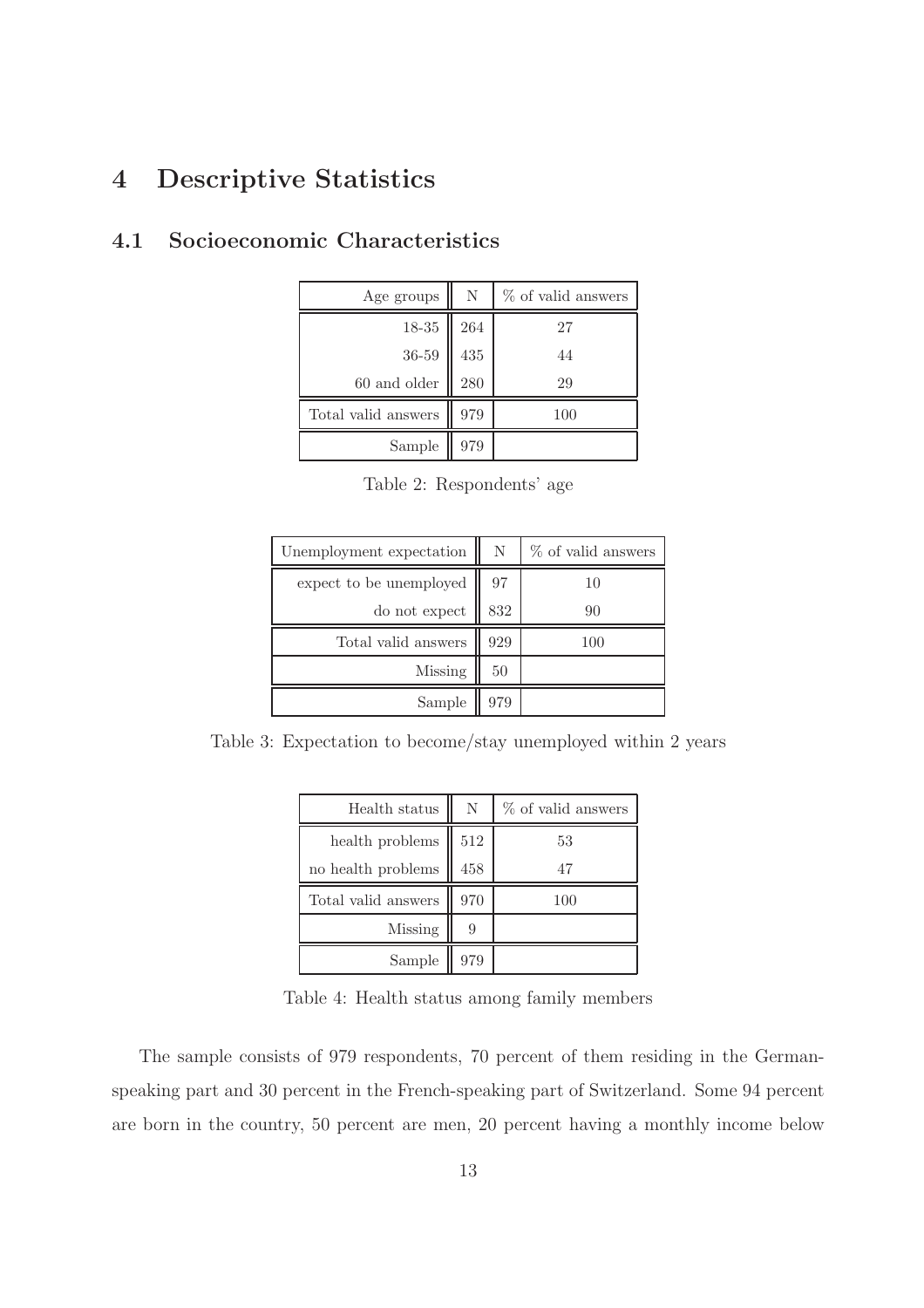# 4 Descriptive Statistics

## 4.1 Socioeconomic Characteristics

| Age groups | N | % of valid answers |
|---|---|---|
| 18-35 | 264 | 27 |
| 36-59 | 435 | 44 |
| 60 and older | 280 | 29 |
| Total valid answers | 979 | 100 |
| Sample | 979 | |

Table 2: Respondents' age

| Unemployment expectation | N | % of valid answers |
|---|---|---|
| expect to be unemployed | 97 | 10 |
| do not expect | 832 | 90 |
| Total valid answers | 929 | 100 |
| Missing | 50 | |
| Sample | 979 | |

Table 3: Expectation to become/stay unemployed within 2 years

| Health status | N | % of valid answers |
|---|---|---|
| health problems | 512 | 53 |
| no health problems | 458 | 47 |
| Total valid answers | 970 | 100 |
| Missing | 9 | |
| Sample | 979 | |

Table 4: Health status among family members

The sample consists of 979 respondents, 70 percent of them residing in the German-speaking part and 30 percent in the French-speaking part of Switzerland. Some 94 percent are born in the country, 50 percent are men, 20 percent having a monthly income below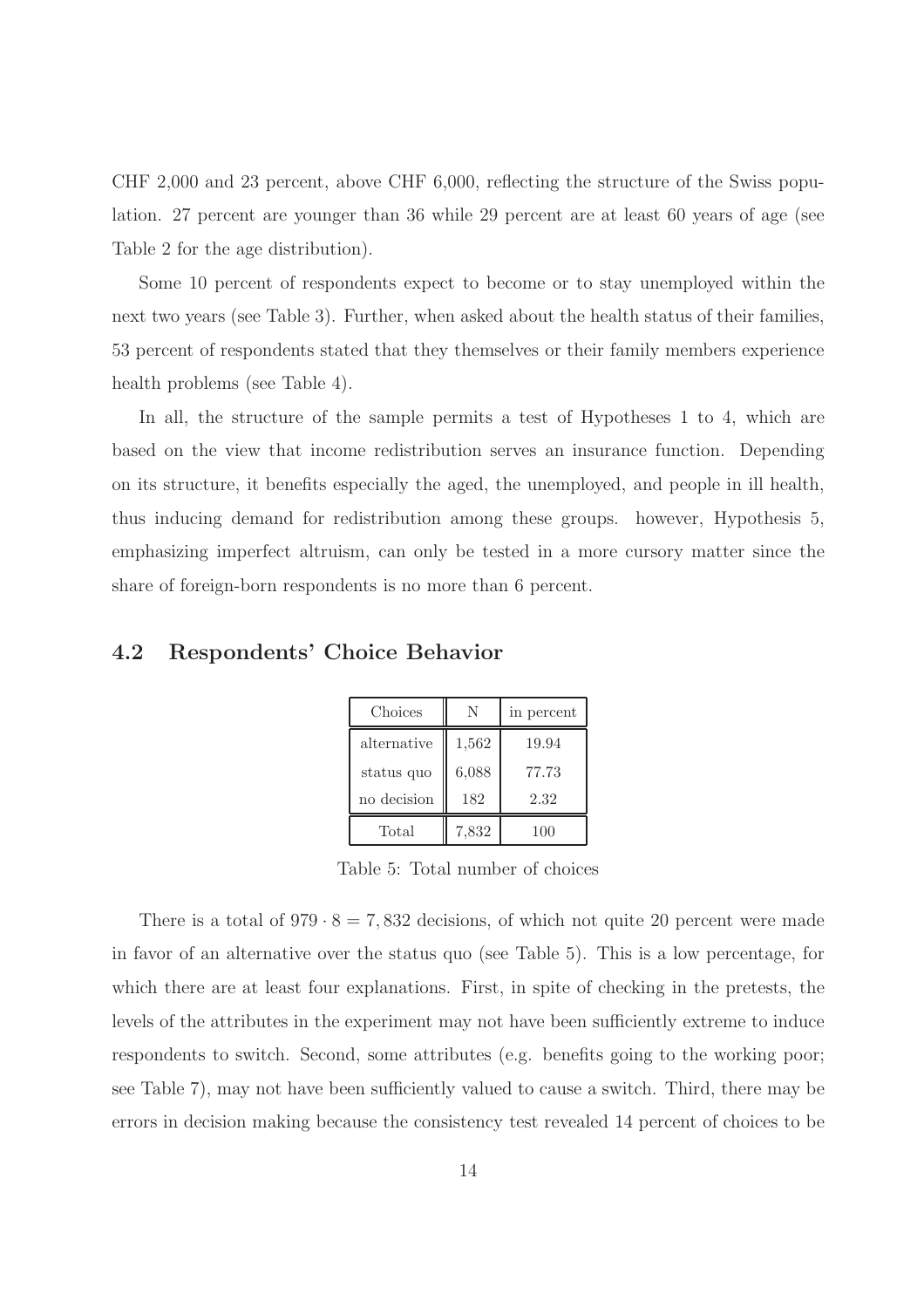CHF 2,000 and 23 percent, above CHF 6,000, reflecting the structure of the Swiss population. 27 percent are younger than 36 while 29 percent are at least 60 years of age (see Table 2 for the age distribution).

Some 10 percent of respondents expect to become or to stay unemployed within the next two years (see Table 3). Further, when asked about the health status of their families, 53 percent of respondents stated that they themselves or their family members experience health problems (see Table 4).

In all, the structure of the sample permits a test of Hypotheses 1 to 4, which are based on the view that income redistribution serves an insurance function. Depending on its structure, it benefits especially the aged, the unemployed, and people in ill health, thus inducing demand for redistribution among these groups. however, Hypothesis 5, emphasizing imperfect altruism, can only be tested in a more cursory matter since the share of foreign-born respondents is no more than 6 percent.

## 4.2 Respondents' Choice Behavior

| Choices | N | in percent |
|---|---|---|
| alternative | 1,562 | 19.94 |
| status quo | 6,088 | 77.73 |
| no decision | 182 | 2.32 |
| Total | 7,832 | 100 |

Table 5: Total number of choices

There is a total of $979 \cdot 8 = 7,832$ decisions, of which not quite 20 percent were made in favor of an alternative over the status quo (see Table 5). This is a low percentage, for which there are at least four explanations. First, in spite of checking in the pretests, the levels of the attributes in the experiment may not have been sufficiently extreme to induce respondents to switch. Second, some attributes (e.g. benefits going to the working poor; see Table 7), may not have been sufficiently valued to cause a switch. Third, there may be errors in decision making because the consistency test revealed 14 percent of choices to be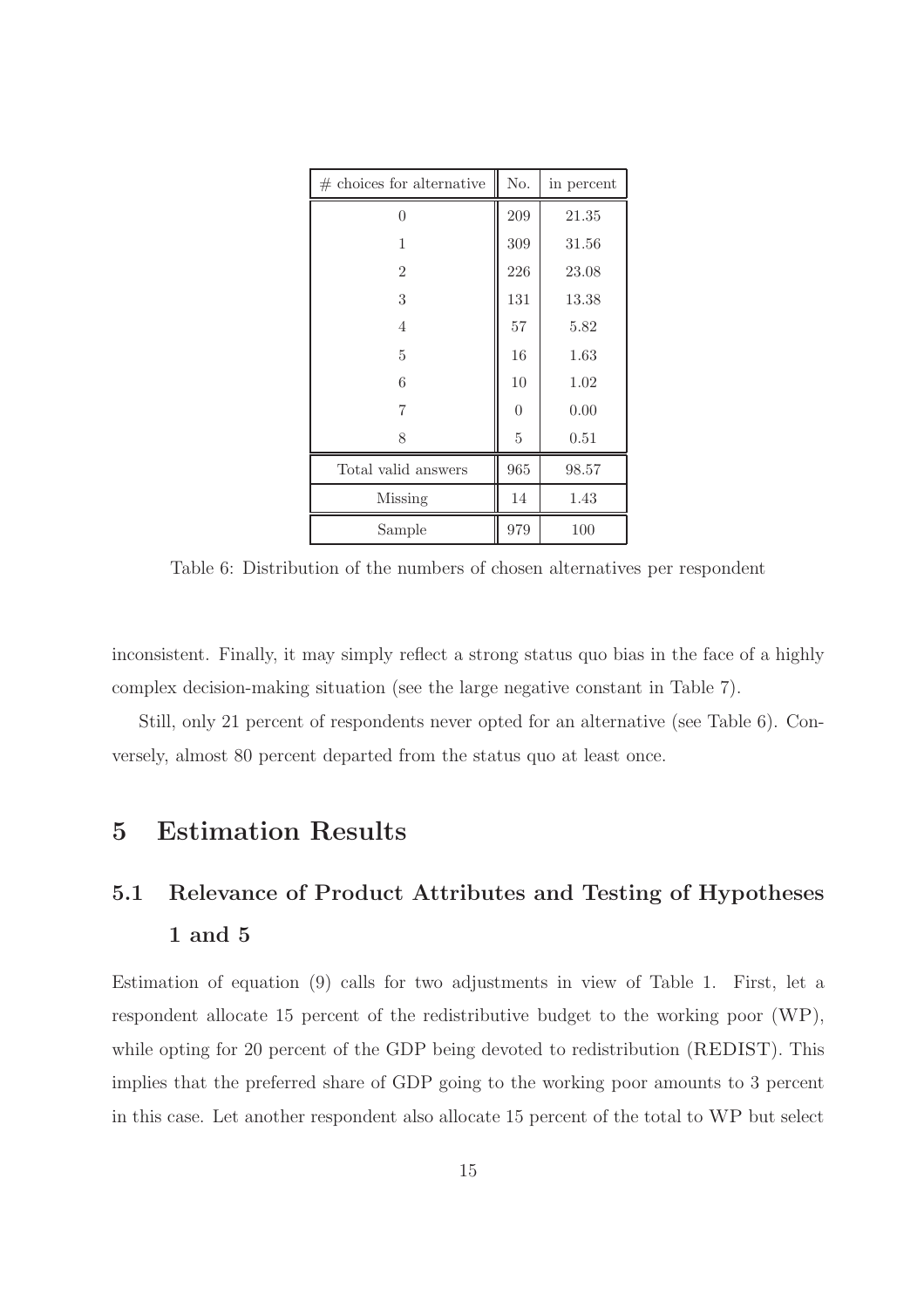| # choices for alternative | No. | in percent |
|---|---|---|
| 0 | 209 | 21.35 |
| 1 | 309 | 31.56 |
| 2 | 226 | 23.08 |
| 3 | 131 | 13.38 |
| 4 | 57 | 5.82 |
| 5 | 16 | 1.63 |
| 6 | 10 | 1.02 |
| 7 | 0 | 0.00 |
| 8 | 5 | 0.51 |
| Total valid answers | 965 | 98.57 |
| Missing | 14 | 1.43 |
| Sample | 979 | 100 |

Table 6: Distribution of the numbers of chosen alternatives per respondent

inconsistent. Finally, it may simply reflect a strong status quo bias in the face of a highly complex decision-making situation (see the large negative constant in Table 7).

Still, only 21 percent of respondents never opted for an alternative (see Table 6). Conversely, almost 80 percent departed from the status quo at least once.

# 5 Estimation Results

## 5.1 Relevance of Product Attributes and Testing of Hypotheses 1 and 5

Estimation of equation (9) calls for two adjustments in view of Table 1. First, let a respondent allocate 15 percent of the redistributive budget to the working poor (WP), while opting for 20 percent of the GDP being devoted to redistribution (REDIST). This implies that the preferred share of GDP going to the working poor amounts to 3 percent in this case. Let another respondent also allocate 15 percent of the total to WP but select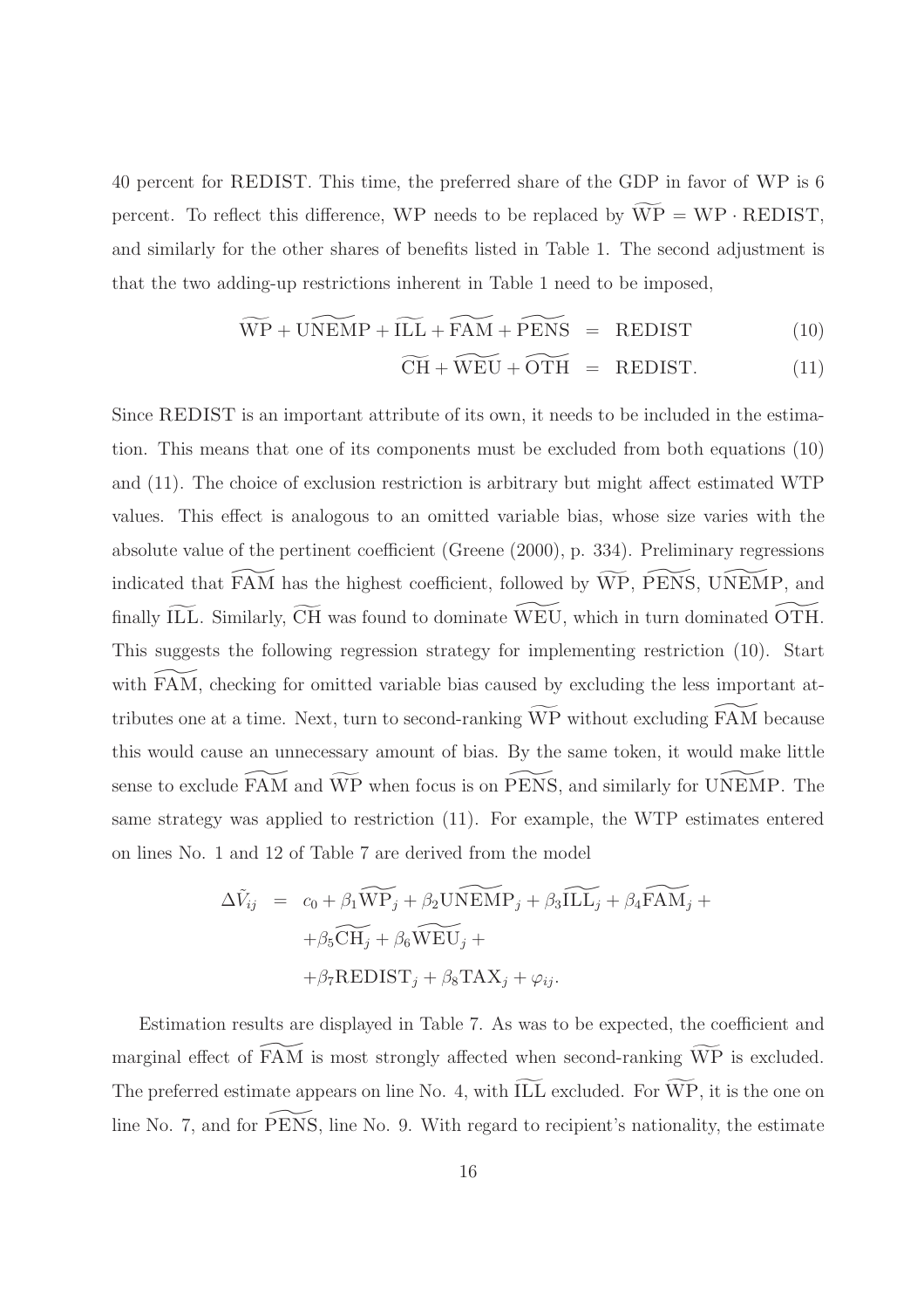40 percent for REDIST. This time, the preferred share of the GDP in favor of WP is 6 percent. To reflect this difference, WP needs to be replaced by $\widetilde{\mathrm{WP}} = \mathrm{WP} \cdot \mathrm{REDIST}$, and similarly for the other shares of benefits listed in Table 1. The second adjustment is that the two adding-up restrictions inherent in Table 1 need to be imposed,

$$\widetilde{\mathrm{WP}} + \widetilde{\mathrm{UNEMP}} + \widetilde{\mathrm{ILL}} + \widetilde{\mathrm{FAM}} + \widetilde{\mathrm{PENS}} = \mathrm{REDIST} \tag{10}$$

$$\widetilde{\mathrm{CH}} + \widetilde{\mathrm{WEU}} + \widetilde{\mathrm{OTH}} = \mathrm{REDIST}. \tag{11}$$

Since REDIST is an important attribute of its own, it needs to be included in the estimation. This means that one of its components must be excluded from both equations (10) and (11). The choice of exclusion restriction is arbitrary but might affect estimated WTP values. This effect is analogous to an omitted variable bias, whose size varies with the absolute value of the pertinent coefficient (Greene (2000), p. 334). Preliminary regressions indicated that $\widetilde{\mathrm{FAM}}$ has the highest coefficient, followed by $\widetilde{\mathrm{WP}}$, $\widetilde{\mathrm{PENS}}$, $\widetilde{\mathrm{UNEMP}}$, and finally $\widetilde{\mathrm{ILL}}$. Similarly, $\widetilde{\mathrm{CH}}$ was found to dominate $\widetilde{\mathrm{WEU}}$, which in turn dominated $\widetilde{\mathrm{OTH}}$. This suggests the following regression strategy for implementing restriction (10). Start with $\widetilde{\mathrm{FAM}}$, checking for omitted variable bias caused by excluding the less important attributes one at a time. Next, turn to second-ranking $\widetilde{\mathrm{WP}}$ without excluding $\widetilde{\mathrm{FAM}}$ because this would cause an unnecessary amount of bias. By the same token, it would make little sense to exclude $\widetilde{\mathrm{FAM}}$ and $\widetilde{\mathrm{WP}}$ when focus is on $\widetilde{\mathrm{PENS}}$, and similarly for $\widetilde{\mathrm{UNEMP}}$. The same strategy was applied to restriction (11). For example, the WTP estimates entered on lines No. 1 and 12 of Table 7 are derived from the model

$$\begin{aligned}
\Delta\tilde{V}_{ij} &= c_0 + \beta_1 \widetilde{\mathrm{WP}}_j + \beta_2 \widetilde{\mathrm{UNEMP}}_j + \beta_3 \widetilde{\mathrm{ILL}}_j + \beta_4 \widetilde{\mathrm{FAM}}_j + \\
&\quad + \beta_5 \widetilde{\mathrm{CH}}_j + \beta_6 \widetilde{\mathrm{WEU}}_j + \\
&\quad + \beta_7 \mathrm{REDIST}_j + \beta_8 \mathrm{TAX}_j + \varphi_{ij}.
\end{aligned}$$

Estimation results are displayed in Table 7. As was to be expected, the coefficient and marginal effect of $\widetilde{\mathrm{FAM}}$ is most strongly affected when second-ranking $\widetilde{\mathrm{WP}}$ is excluded. The preferred estimate appears on line No. 4, with $\widetilde{\mathrm{ILL}}$ excluded. For $\widetilde{\mathrm{WP}}$, it is the one on line No. 7, and for $\widetilde{\mathrm{PENS}}$, line No. 9. With regard to recipient's nationality, the estimate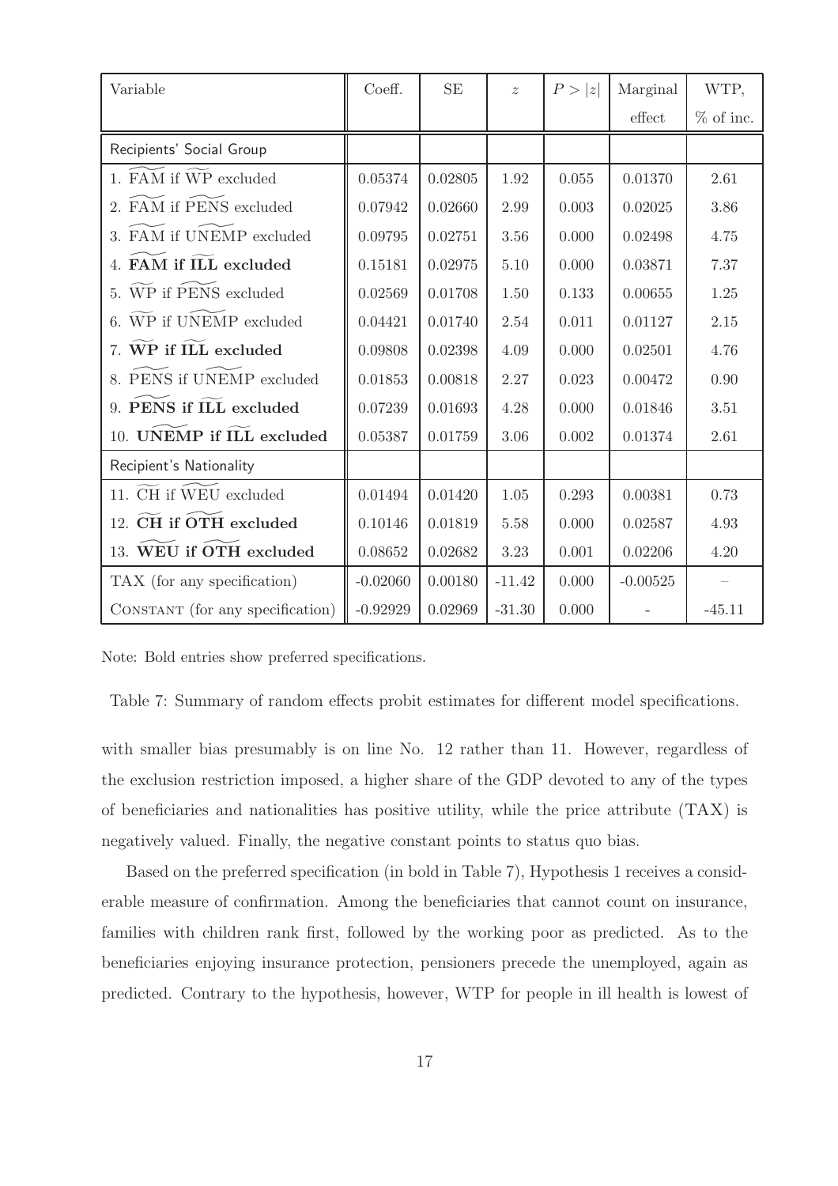| Variable | Coeff. | SE | $z$ | $P > \|z\|$ | Marginal effect | WTP, % of inc. |
|---|---|---|---|---|---|---|
| Recipients' Social Group | | | | | | |
| 1. $\widetilde{\text{FAM}}$ if $\widetilde{\text{WP}}$ excluded | 0.05374 | 0.02805 | 1.92 | 0.055 | 0.01370 | 2.61 |
| 2. $\widetilde{\text{FAM}}$ if $\widetilde{\text{PENS}}$ excluded | 0.07942 | 0.02660 | 2.99 | 0.003 | 0.02025 | 3.86 |
| 3. $\widetilde{\text{FAM}}$ if $\widetilde{\text{UNEMP}}$ excluded | 0.09795 | 0.02751 | 3.56 | 0.000 | 0.02498 | 4.75 |
| **4. $\widetilde{\textbf{FAM}}$ if $\widetilde{\textbf{ILL}}$ excluded** | 0.15181 | 0.02975 | 5.10 | 0.000 | 0.03871 | 7.37 |
| 5. $\widetilde{\text{WP}}$ if $\widetilde{\text{PENS}}$ excluded | 0.02569 | 0.01708 | 1.50 | 0.133 | 0.00655 | 1.25 |
| 6. $\widetilde{\text{WP}}$ if $\widetilde{\text{UNEMP}}$ excluded | 0.04421 | 0.01740 | 2.54 | 0.011 | 0.01127 | 2.15 |
| **7. $\widetilde{\textbf{WP}}$ if $\widetilde{\textbf{ILL}}$ excluded** | 0.09808 | 0.02398 | 4.09 | 0.000 | 0.02501 | 4.76 |
| 8. $\widetilde{\text{PENS}}$ if $\widetilde{\text{UNEMP}}$ excluded | 0.01853 | 0.00818 | 2.27 | 0.023 | 0.00472 | 0.90 |
| **9. $\widetilde{\textbf{PENS}}$ if $\widetilde{\textbf{ILL}}$ excluded** | 0.07239 | 0.01693 | 4.28 | 0.000 | 0.01846 | 3.51 |
| **10. $\widetilde{\textbf{UNEMP}}$ if $\widetilde{\textbf{ILL}}$ excluded** | 0.05387 | 0.01759 | 3.06 | 0.002 | 0.01374 | 2.61 |
| Recipient's Nationality | | | | | | |
| 11. $\widetilde{\text{CH}}$ if $\widetilde{\text{WEU}}$ excluded | 0.01494 | 0.01420 | 1.05 | 0.293 | 0.00381 | 0.73 |
| **12. $\widetilde{\textbf{CH}}$ if $\widetilde{\textbf{OTH}}$ excluded** | 0.10146 | 0.01819 | 5.58 | 0.000 | 0.02587 | 4.93 |
| **13. $\widetilde{\textbf{WEU}}$ if $\widetilde{\textbf{OTH}}$ excluded** | 0.08652 | 0.02682 | 3.23 | 0.001 | 0.02206 | 4.20 |
| TAX (for any specification) | -0.02060 | 0.00180 | -11.42 | 0.000 | -0.00525 | – |
| CONSTANT (for any specification) | -0.92929 | 0.02969 | -31.30 | 0.000 | - | -45.11 |

Note: Bold entries show preferred specifications.

Table 7: Summary of random effects probit estimates for different model specifications.

with smaller bias presumably is on line No. 12 rather than 11. However, regardless of the exclusion restriction imposed, a higher share of the GDP devoted to any of the types of beneficiaries and nationalities has positive utility, while the price attribute (TAX) is negatively valued. Finally, the negative constant points to status quo bias.

Based on the preferred specification (in bold in Table 7), Hypothesis 1 receives a considerable measure of confirmation. Among the beneficiaries that cannot count on insurance, families with children rank first, followed by the working poor as predicted. As to the beneficiaries enjoying insurance protection, pensioners precede the unemployed, again as predicted. Contrary to the hypothesis, however, WTP for people in ill health is lowest of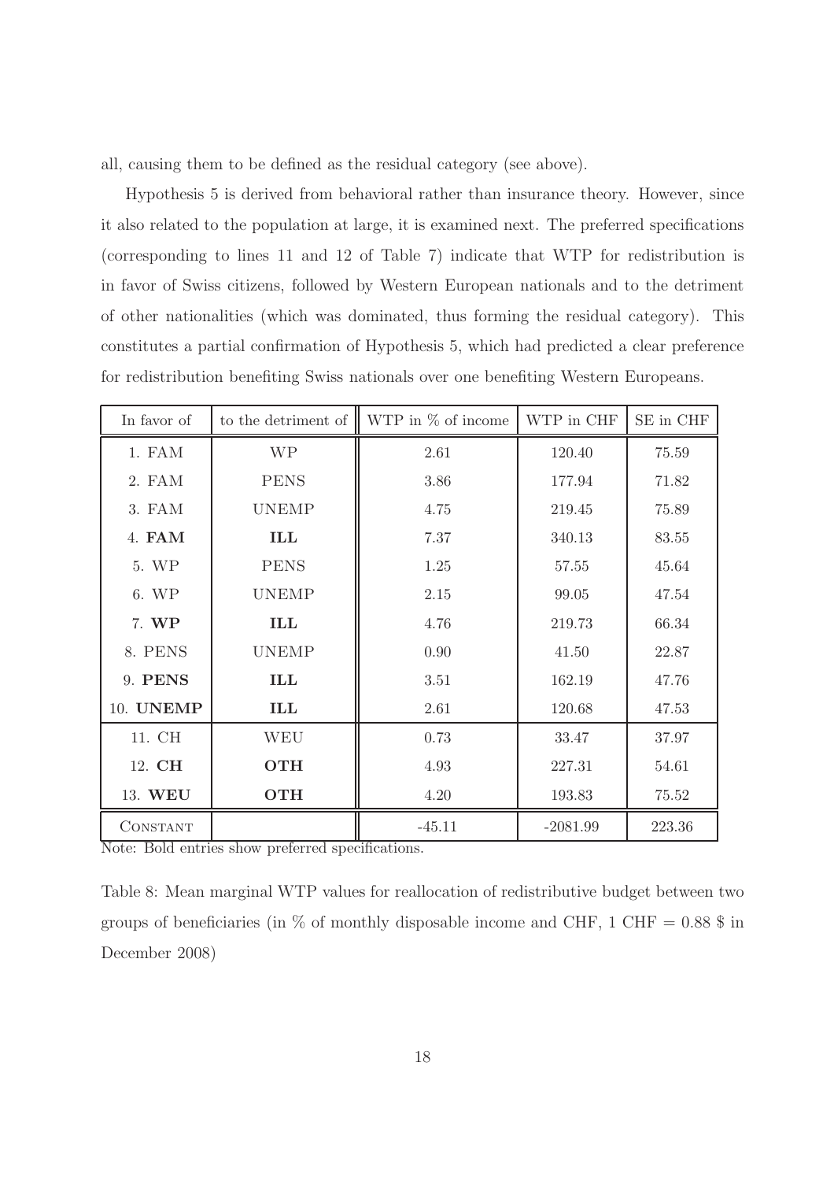all, causing them to be defined as the residual category (see above).

Hypothesis 5 is derived from behavioral rather than insurance theory. However, since it also related to the population at large, it is examined next. The preferred specifications (corresponding to lines 11 and 12 of Table 7) indicate that WTP for redistribution is in favor of Swiss citizens, followed by Western European nationals and to the detriment of other nationalities (which was dominated, thus forming the residual category). This constitutes a partial confirmation of Hypothesis 5, which had predicted a clear preference for redistribution benefiting Swiss nationals over one benefiting Western Europeans.

| In favor of | to the detriment of | WTP in % of income | WTP in CHF | SE in CHF |
|---|---|---|---|---|
| 1. FAM | WP | 2.61 | 120.40 | 75.59 |
| 2. FAM | PENS | 3.86 | 177.94 | 71.82 |
| 3. FAM | UNEMP | 4.75 | 219.45 | 75.89 |
| 4. **FAM** | **ILL** | 7.37 | 340.13 | 83.55 |
| 5. WP | PENS | 1.25 | 57.55 | 45.64 |
| 6. WP | UNEMP | 2.15 | 99.05 | 47.54 |
| 7. **WP** | **ILL** | 4.76 | 219.73 | 66.34 |
| 8. PENS | UNEMP | 0.90 | 41.50 | 22.87 |
| 9. **PENS** | **ILL** | 3.51 | 162.19 | 47.76 |
| 10. **UNEMP** | **ILL** | 2.61 | 120.68 | 47.53 |
| 11. CH | WEU | 0.73 | 33.47 | 37.97 |
| 12. **CH** | **OTH** | 4.93 | 227.31 | 54.61 |
| 13. **WEU** | **OTH** | 4.20 | 193.83 | 75.52 |
| CONSTANT | | -45.11 | -2081.99 | 223.36 |

Note: Bold entries show preferred specifications.

Table 8: Mean marginal WTP values for reallocation of redistributive budget between two groups of beneficiaries (in % of monthly disposable income and CHF, 1 CHF = 0.88 $ in December 2008)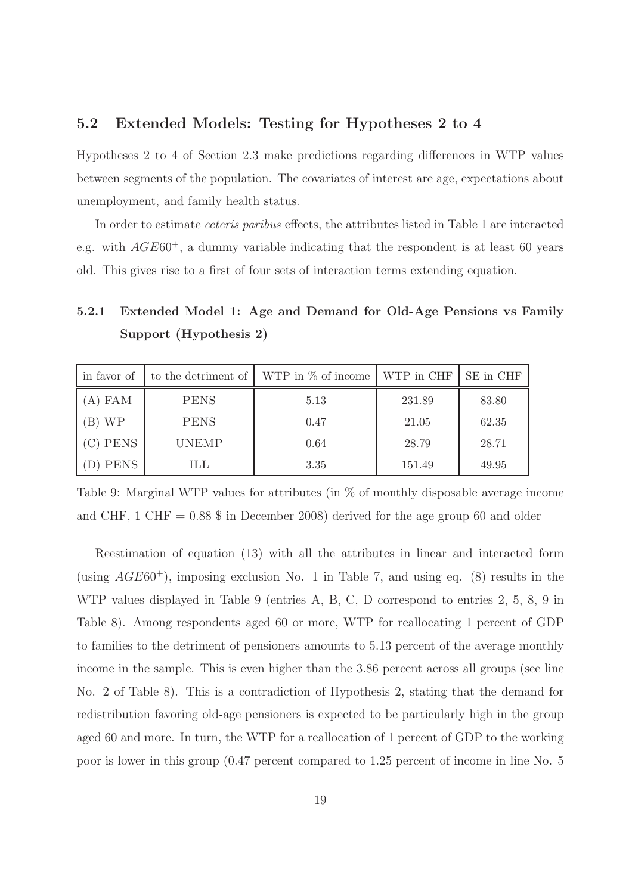## 5.2 Extended Models: Testing for Hypotheses 2 to 4

Hypotheses 2 to 4 of Section 2.3 make predictions regarding differences in WTP values between segments of the population. The covariates of interest are age, expectations about unemployment, and family health status.

In order to estimate *ceteris paribus* effects, the attributes listed in Table 1 are interacted e.g. with $AGE60^{+}$, a dummy variable indicating that the respondent is at least 60 years old. This gives rise to a first of four sets of interaction terms extending equation.

### 5.2.1 Extended Model 1: Age and Demand for Old-Age Pensions vs Family Support (Hypothesis 2)

| in favor of | to the detriment of | WTP in % of income | WTP in CHF | SE in CHF |
|---|---|---|---|---|
| (A) FAM | PENS | 5.13 | 231.89 | 83.80 |
| (B) WP | PENS | 0.47 | 21.05 | 62.35 |
| (C) PENS | UNEMP | 0.64 | 28.79 | 28.71 |
| (D) PENS | ILL | 3.35 | 151.49 | 49.95 |

Table 9: Marginal WTP values for attributes (in % of monthly disposable average income and CHF, 1 CHF = 0.88 $ in December 2008) derived for the age group 60 and older

Reestimation of equation (13) with all the attributes in linear and interacted form (using $AGE60^{+}$), imposing exclusion No. 1 in Table 7, and using eq. (8) results in the WTP values displayed in Table 9 (entries A, B, C, D correspond to entries 2, 5, 8, 9 in Table 8). Among respondents aged 60 or more, WTP for reallocating 1 percent of GDP to families to the detriment of pensioners amounts to 5.13 percent of the average monthly income in the sample. This is even higher than the 3.86 percent across all groups (see line No. 2 of Table 8). This is a contradiction of Hypothesis 2, stating that the demand for redistribution favoring old-age pensioners is expected to be particularly high in the group aged 60 and more. In turn, the WTP for a reallocation of 1 percent of GDP to the working poor is lower in this group (0.47 percent compared to 1.25 percent of income in line No. 5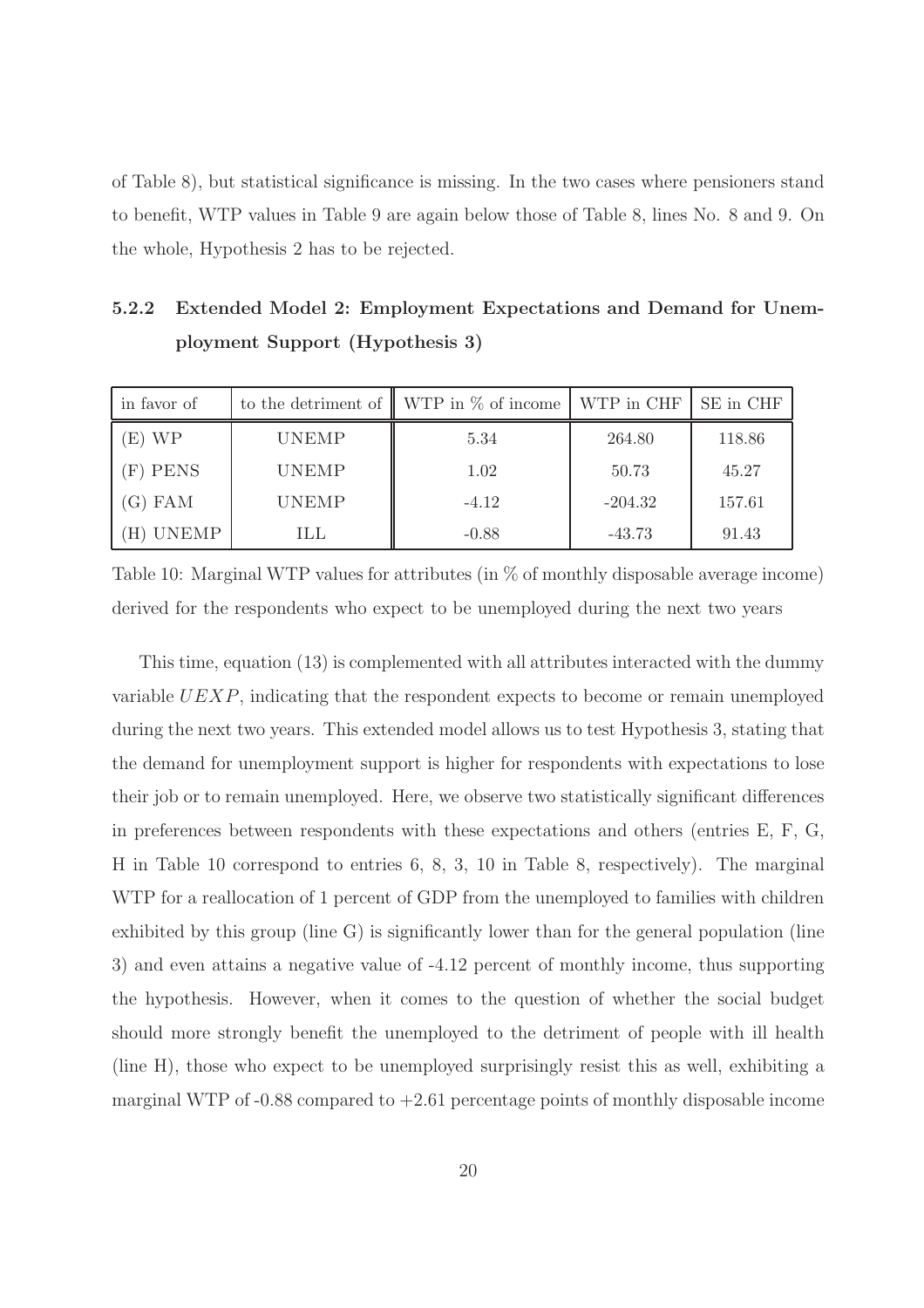of Table 8), but statistical significance is missing. In the two cases where pensioners stand to benefit, WTP values in Table 9 are again below those of Table 8, lines No. 8 and 9. On the whole, Hypothesis 2 has to be rejected.

#### 5.2.2 Extended Model 2: Employment Expectations and Demand for Unemployment Support (Hypothesis 3)

| in favor of | to the detriment of | WTP in % of income | WTP in CHF | SE in CHF |
|---|---|---|---|---|
| (E) WP | UNEMP | 5.34 | 264.80 | 118.86 |
| (F) PENS | UNEMP | 1.02 | 50.73 | 45.27 |
| (G) FAM | UNEMP | -4.12 | -204.32 | 157.61 |
| (H) UNEMP | ILL | -0.88 | -43.73 | 91.43 |

Table 10: Marginal WTP values for attributes (in % of monthly disposable average income) derived for the respondents who expect to be unemployed during the next two years

This time, equation (13) is complemented with all attributes interacted with the dummy variable $UEXP$, indicating that the respondent expects to become or remain unemployed during the next two years. This extended model allows us to test Hypothesis 3, stating that the demand for unemployment support is higher for respondents with expectations to lose their job or to remain unemployed. Here, we observe two statistically significant differences in preferences between respondents with these expectations and others (entries E, F, G, H in Table 10 correspond to entries 6, 8, 3, 10 in Table 8, respectively). The marginal WTP for a reallocation of 1 percent of GDP from the unemployed to families with children exhibited by this group (line G) is significantly lower than for the general population (line 3) and even attains a negative value of -4.12 percent of monthly income, thus supporting the hypothesis. However, when it comes to the question of whether the social budget should more strongly benefit the unemployed to the detriment of people with ill health (line H), those who expect to be unemployed surprisingly resist this as well, exhibiting a marginal WTP of -0.88 compared to +2.61 percentage points of monthly disposable income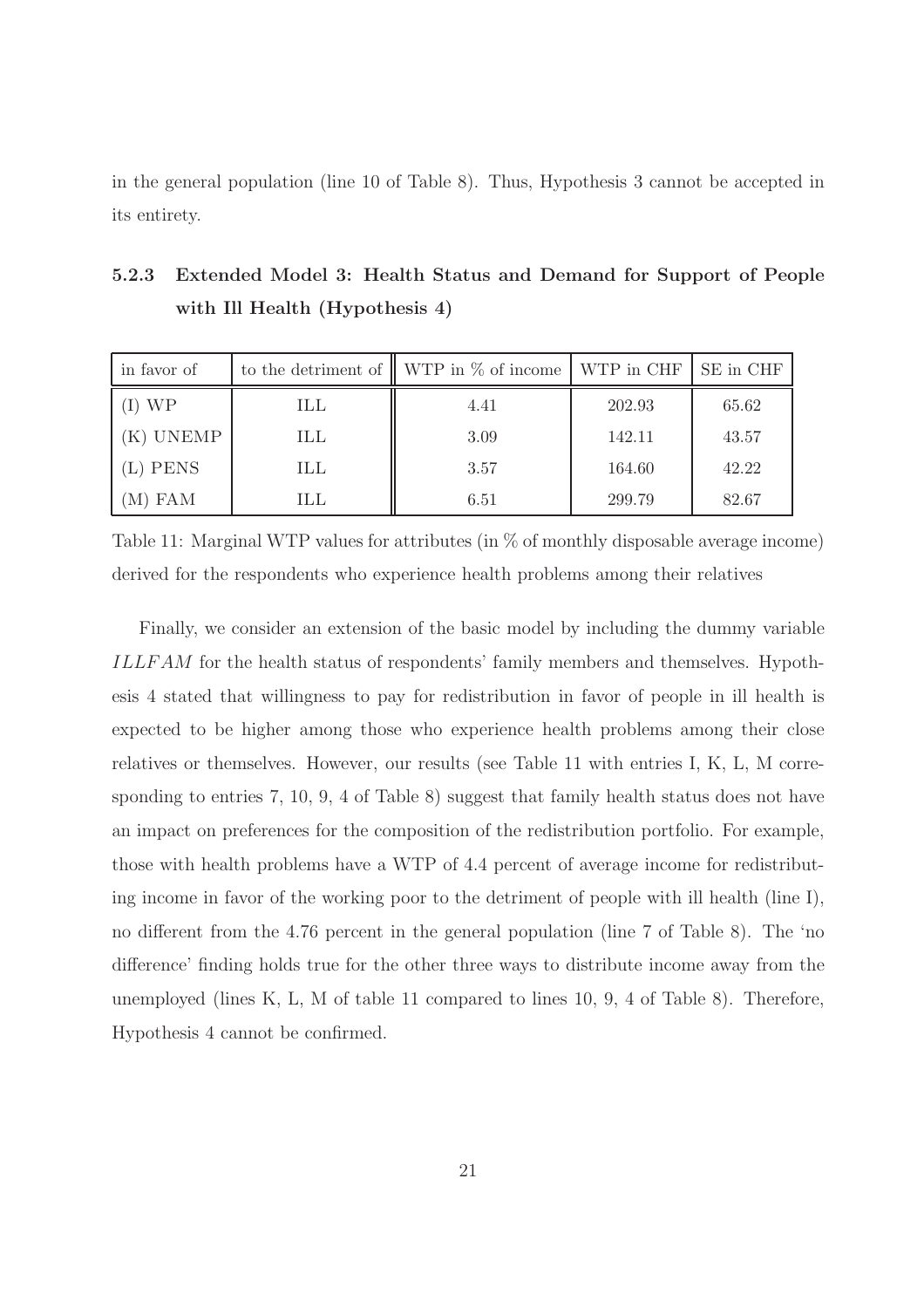in the general population (line 10 of Table 8). Thus, Hypothesis 3 cannot be accepted in its entirety.

### 5.2.3 Extended Model 3: Health Status and Demand for Support of People with Ill Health (Hypothesis 4)

| in favor of | to the detriment of | WTP in % of income | WTP in CHF | SE in CHF |
|---|---|---|---|---|
| (I) WP | ILL | 4.41 | 202.93 | 65.62 |
| (K) UNEMP | ILL | 3.09 | 142.11 | 43.57 |
| (L) PENS | ILL | 3.57 | 164.60 | 42.22 |
| (M) FAM | ILL | 6.51 | 299.79 | 82.67 |

Table 11: Marginal WTP values for attributes (in % of monthly disposable average income) derived for the respondents who experience health problems among their relatives

Finally, we consider an extension of the basic model by including the dummy variable $ILLFAM$ for the health status of respondents' family members and themselves. Hypothesis 4 stated that willingness to pay for redistribution in favor of people in ill health is expected to be higher among those who experience health problems among their close relatives or themselves. However, our results (see Table 11 with entries I, K, L, M corresponding to entries 7, 10, 9, 4 of Table 8) suggest that family health status does not have an impact on preferences for the composition of the redistribution portfolio. For example, those with health problems have a WTP of 4.4 percent of average income for redistributing income in favor of the working poor to the detriment of people with ill health (line I), no different from the 4.76 percent in the general population (line 7 of Table 8). The 'no difference' finding holds true for the other three ways to distribute income away from the unemployed (lines K, L, M of table 11 compared to lines 10, 9, 4 of Table 8). Therefore, Hypothesis 4 cannot be confirmed.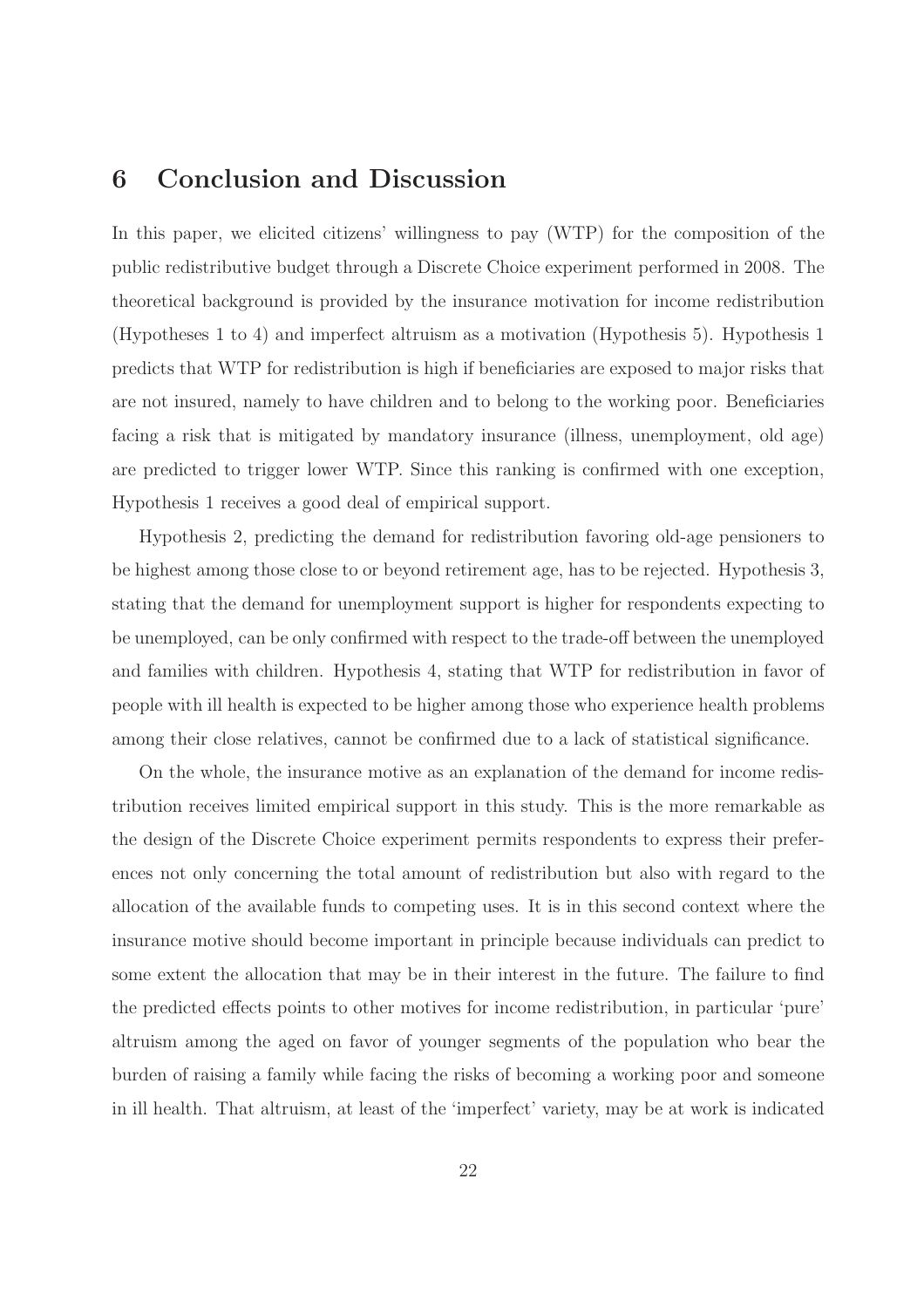## 6 Conclusion and Discussion

In this paper, we elicited citizens' willingness to pay (WTP) for the composition of the public redistributive budget through a Discrete Choice experiment performed in 2008. The theoretical background is provided by the insurance motivation for income redistribution (Hypotheses 1 to 4) and imperfect altruism as a motivation (Hypothesis 5). Hypothesis 1 predicts that WTP for redistribution is high if beneficiaries are exposed to major risks that are not insured, namely to have children and to belong to the working poor. Beneficiaries facing a risk that is mitigated by mandatory insurance (illness, unemployment, old age) are predicted to trigger lower WTP. Since this ranking is confirmed with one exception, Hypothesis 1 receives a good deal of empirical support.

Hypothesis 2, predicting the demand for redistribution favoring old-age pensioners to be highest among those close to or beyond retirement age, has to be rejected. Hypothesis 3, stating that the demand for unemployment support is higher for respondents expecting to be unemployed, can be only confirmed with respect to the trade-off between the unemployed and families with children. Hypothesis 4, stating that WTP for redistribution in favor of people with ill health is expected to be higher among those who experience health problems among their close relatives, cannot be confirmed due to a lack of statistical significance.

On the whole, the insurance motive as an explanation of the demand for income redistribution receives limited empirical support in this study. This is the more remarkable as the design of the Discrete Choice experiment permits respondents to express their preferences not only concerning the total amount of redistribution but also with regard to the allocation of the available funds to competing uses. It is in this second context where the insurance motive should become important in principle because individuals can predict to some extent the allocation that may be in their interest in the future. The failure to find the predicted effects points to other motives for income redistribution, in particular 'pure' altruism among the aged on favor of younger segments of the population who bear the burden of raising a family while facing the risks of becoming a working poor and someone in ill health. That altruism, at least of the 'imperfect' variety, may be at work is indicated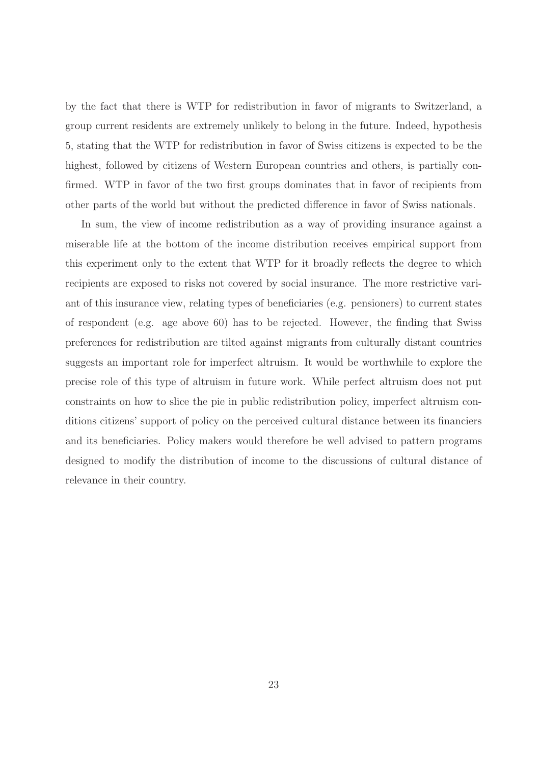by the fact that there is WTP for redistribution in favor of migrants to Switzerland, a group current residents are extremely unlikely to belong in the future. Indeed, hypothesis 5, stating that the WTP for redistribution in favor of Swiss citizens is expected to be the highest, followed by citizens of Western European countries and others, is partially confirmed. WTP in favor of the two first groups dominates that in favor of recipients from other parts of the world but without the predicted difference in favor of Swiss nationals.

In sum, the view of income redistribution as a way of providing insurance against a miserable life at the bottom of the income distribution receives empirical support from this experiment only to the extent that WTP for it broadly reflects the degree to which recipients are exposed to risks not covered by social insurance. The more restrictive variant of this insurance view, relating types of beneficiaries (e.g. pensioners) to current states of respondent (e.g. age above 60) has to be rejected. However, the finding that Swiss preferences for redistribution are tilted against migrants from culturally distant countries suggests an important role for imperfect altruism. It would be worthwhile to explore the precise role of this type of altruism in future work. While perfect altruism does not put constraints on how to slice the pie in public redistribution policy, imperfect altruism conditions citizens' support of policy on the perceived cultural distance between its financiers and its beneficiaries. Policy makers would therefore be well advised to pattern programs designed to modify the distribution of income to the discussions of cultural distance of relevance in their country.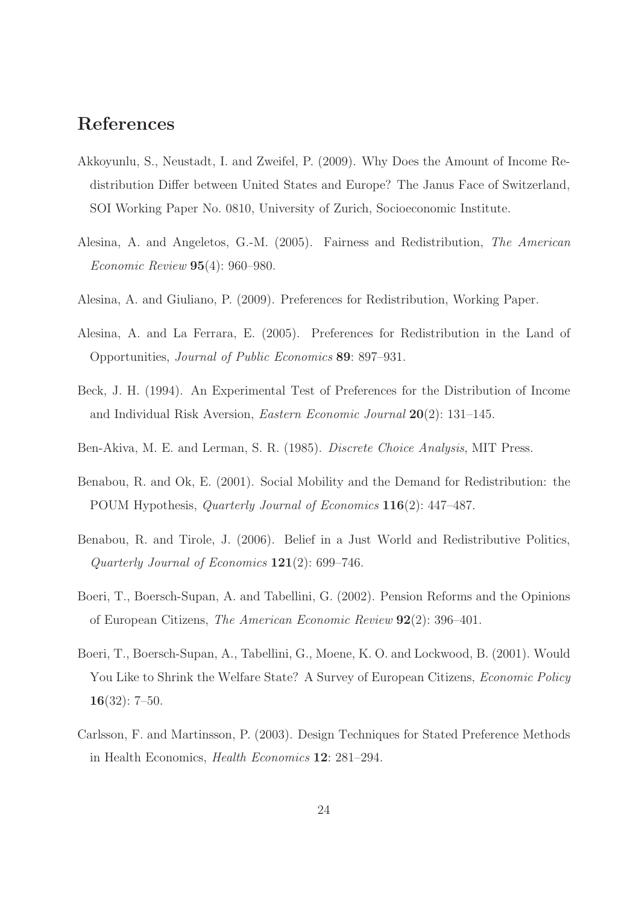# References

Akkoyunlu, S., Neustadt, I. and Zweifel, P. (2009). Why Does the Amount of Income Redistribution Differ between United States and Europe? The Janus Face of Switzerland, SOI Working Paper No. 0810, University of Zurich, Socioeconomic Institute.

Alesina, A. and Angeletos, G.-M. (2005). Fairness and Redistribution, *The American Economic Review* **95**(4): 960–980.

Alesina, A. and Giuliano, P. (2009). Preferences for Redistribution, Working Paper.

Alesina, A. and La Ferrara, E. (2005). Preferences for Redistribution in the Land of Opportunities, *Journal of Public Economics* **89**: 897–931.

Beck, J. H. (1994). An Experimental Test of Preferences for the Distribution of Income and Individual Risk Aversion, *Eastern Economic Journal* **20**(2): 131–145.

Ben-Akiva, M. E. and Lerman, S. R. (1985). *Discrete Choice Analysis*, MIT Press.

Benabou, R. and Ok, E. (2001). Social Mobility and the Demand for Redistribution: the POUM Hypothesis, *Quarterly Journal of Economics* **116**(2): 447–487.

Benabou, R. and Tirole, J. (2006). Belief in a Just World and Redistributive Politics, *Quarterly Journal of Economics* **121**(2): 699–746.

Boeri, T., Boersch-Supan, A. and Tabellini, G. (2002). Pension Reforms and the Opinions of European Citizens, *The American Economic Review* **92**(2): 396–401.

Boeri, T., Boersch-Supan, A., Tabellini, G., Moene, K. O. and Lockwood, B. (2001). Would You Like to Shrink the Welfare State? A Survey of European Citizens, *Economic Policy* **16**(32): 7–50.

Carlsson, F. and Martinsson, P. (2003). Design Techniques for Stated Preference Methods in Health Economics, *Health Economics* **12**: 281–294.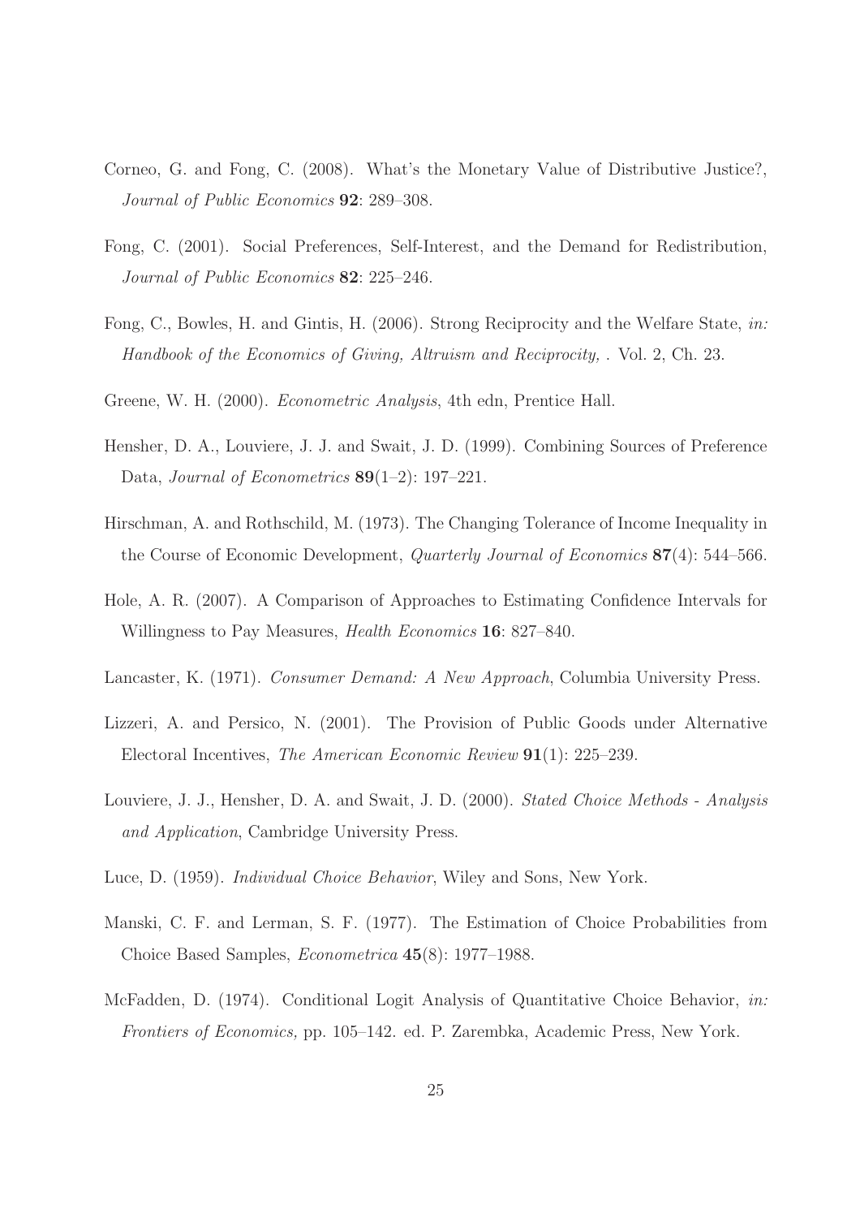Corneo, G. and Fong, C. (2008). What's the Monetary Value of Distributive Justice?, *Journal of Public Economics* **92**: 289–308.

Fong, C. (2001). Social Preferences, Self-Interest, and the Demand for Redistribution, *Journal of Public Economics* **82**: 225–246.

Fong, C., Bowles, H. and Gintis, H. (2006). Strong Reciprocity and the Welfare State, *in: Handbook of the Economics of Giving, Altruism and Reciprocity,* . Vol. 2, Ch. 23.

Greene, W. H. (2000). *Econometric Analysis*, 4th edn, Prentice Hall.

Hensher, D. A., Louviere, J. J. and Swait, J. D. (1999). Combining Sources of Preference Data, *Journal of Econometrics* **89**(1–2): 197–221.

Hirschman, A. and Rothschild, M. (1973). The Changing Tolerance of Income Inequality in the Course of Economic Development, *Quarterly Journal of Economics* **87**(4): 544–566.

Hole, A. R. (2007). A Comparison of Approaches to Estimating Confidence Intervals for Willingness to Pay Measures, *Health Economics* **16**: 827–840.

Lancaster, K. (1971). *Consumer Demand: A New Approach*, Columbia University Press.

Lizzeri, A. and Persico, N. (2001). The Provision of Public Goods under Alternative Electoral Incentives, *The American Economic Review* **91**(1): 225–239.

Louviere, J. J., Hensher, D. A. and Swait, J. D. (2000). *Stated Choice Methods - Analysis and Application*, Cambridge University Press.

Luce, D. (1959). *Individual Choice Behavior*, Wiley and Sons, New York.

Manski, C. F. and Lerman, S. F. (1977). The Estimation of Choice Probabilities from Choice Based Samples, *Econometrica* **45**(8): 1977–1988.

McFadden, D. (1974). Conditional Logit Analysis of Quantitative Choice Behavior, *in: Frontiers of Economics,* pp. 105–142. ed. P. Zarembka, Academic Press, New York.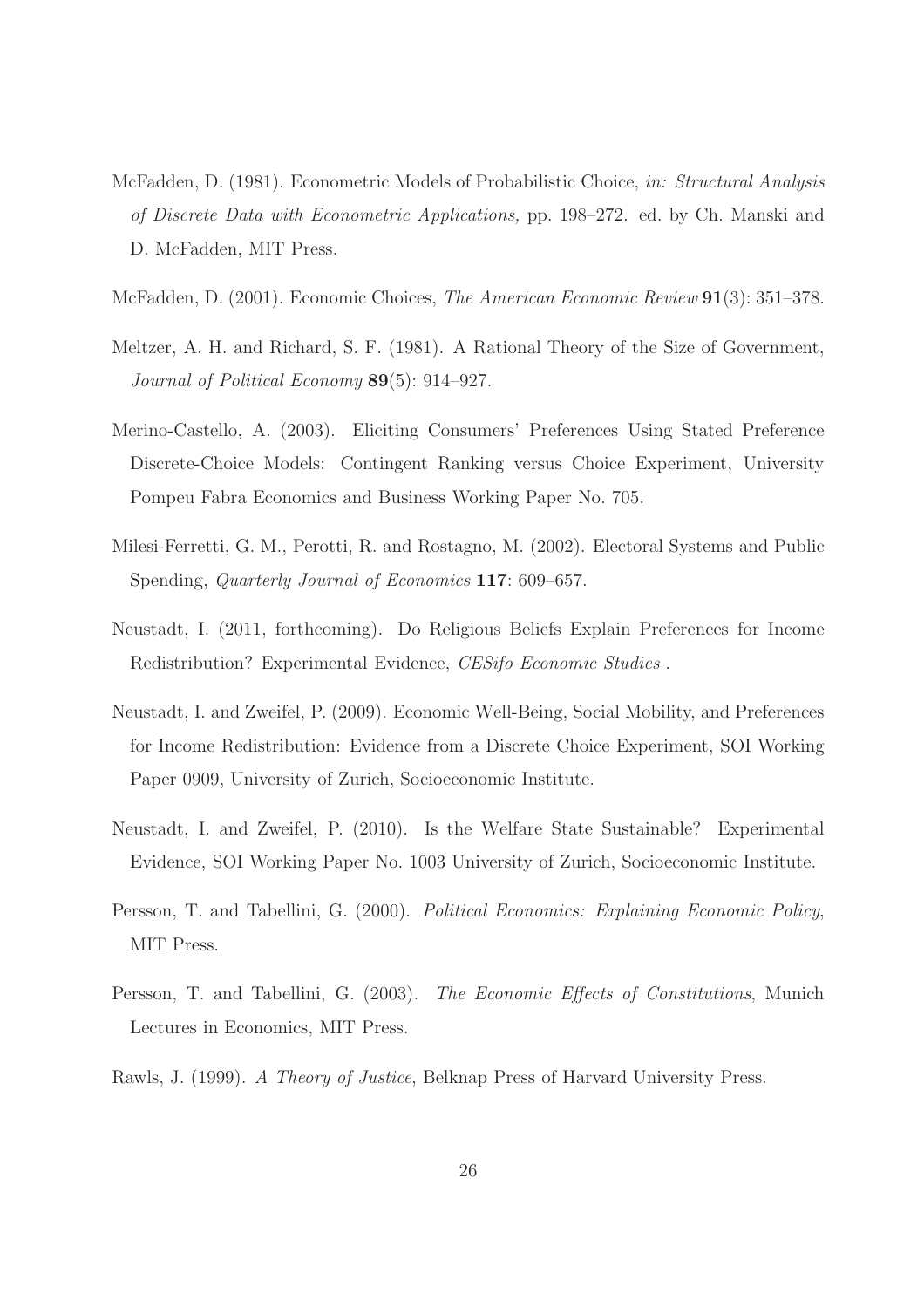McFadden, D. (1981). Econometric Models of Probabilistic Choice, *in: Structural Analysis of Discrete Data with Econometric Applications,* pp. 198–272. ed. by Ch. Manski and D. McFadden, MIT Press.

McFadden, D. (2001). Economic Choices, *The American Economic Review* **91**(3): 351–378.

Meltzer, A. H. and Richard, S. F. (1981). A Rational Theory of the Size of Government, *Journal of Political Economy* **89**(5): 914–927.

Merino-Castello, A. (2003). Eliciting Consumers' Preferences Using Stated Preference Discrete-Choice Models: Contingent Ranking versus Choice Experiment, University Pompeu Fabra Economics and Business Working Paper No. 705.

Milesi-Ferretti, G. M., Perotti, R. and Rostagno, M. (2002). Electoral Systems and Public Spending, *Quarterly Journal of Economics* **117**: 609–657.

Neustadt, I. (2011, forthcoming). Do Religious Beliefs Explain Preferences for Income Redistribution? Experimental Evidence, *CESifo Economic Studies* .

Neustadt, I. and Zweifel, P. (2009). Economic Well-Being, Social Mobility, and Preferences for Income Redistribution: Evidence from a Discrete Choice Experiment, SOI Working Paper 0909, University of Zurich, Socioeconomic Institute.

Neustadt, I. and Zweifel, P. (2010). Is the Welfare State Sustainable? Experimental Evidence, SOI Working Paper No. 1003 University of Zurich, Socioeconomic Institute.

Persson, T. and Tabellini, G. (2000). *Political Economics: Explaining Economic Policy*, MIT Press.

Persson, T. and Tabellini, G. (2003). *The Economic Effects of Constitutions*, Munich Lectures in Economics, MIT Press.

Rawls, J. (1999). *A Theory of Justice*, Belknap Press of Harvard University Press.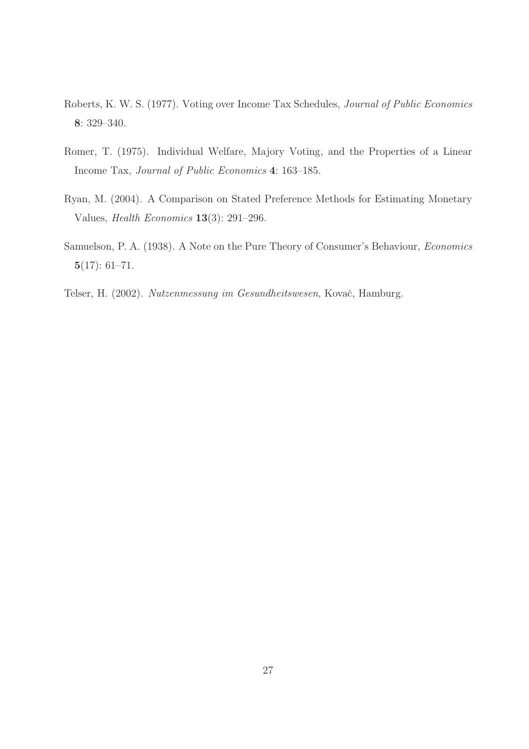Roberts, K. W. S. (1977). Voting over Income Tax Schedules, *Journal of Public Economics* **8**: 329–340.

Romer, T. (1975). Individual Welfare, Majory Voting, and the Properties of a Linear Income Tax, *Journal of Public Economics* **4**: 163–185.

Ryan, M. (2004). A Comparison on Stated Preference Methods for Estimating Monetary Values, *Health Economics* **13**(3): 291–296.

Samuelson, P. A. (1938). A Note on the Pure Theory of Consumer's Behaviour, *Economics* **5**(17): 61–71.

Telser, H. (2002). *Nutzenmessung im Gesundheitswesen*, Kovač, Hamburg.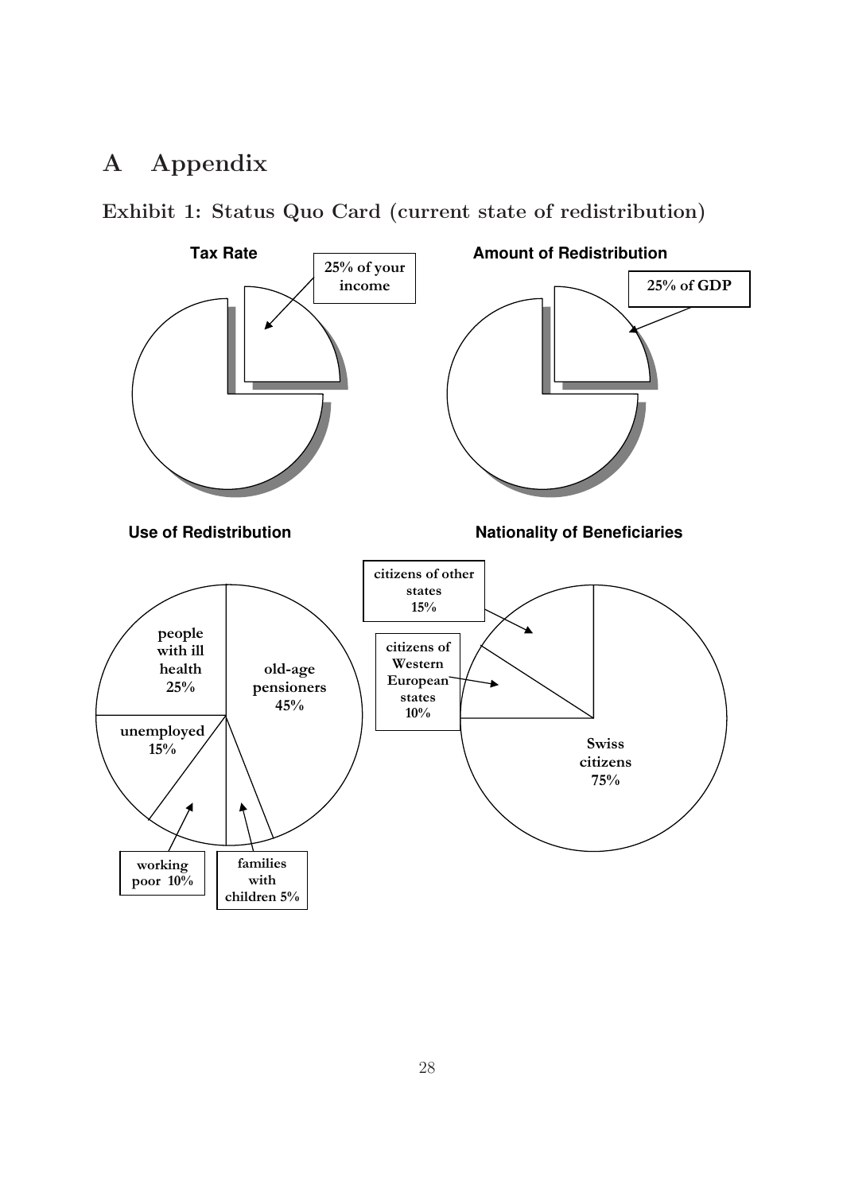# A Appendix

## Exhibit 1: Status Quo Card (current state of redistribution)

**Tax Rate**

25% of your income

**Amount of Redistribution**

25% of GDP

**Use of Redistribution**

people with ill health 25%

old-age pensioners 45%

unemployed 15%

working poor 10%

families with children 5%

**Nationality of Beneficiaries**

citizens of other states 15%

citizens of Western European states 10%

Swiss citizens 75%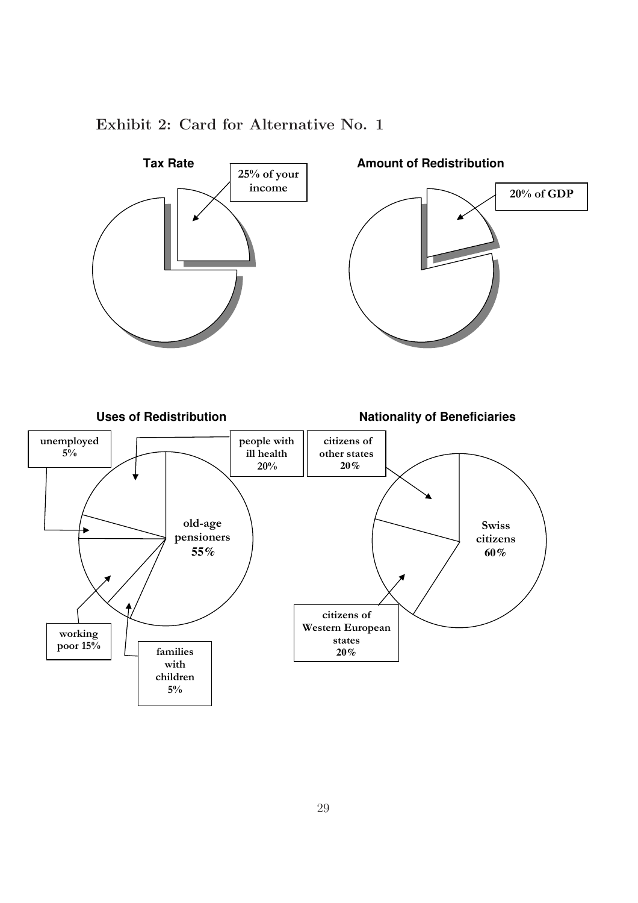## Exhibit 2: Card for Alternative No. 1

**Tax Rate**

25% of your income

**Amount of Redistribution**

20% of GDP

**Uses of Redistribution**

- old-age pensioners 55%
- people with ill health 20%
- unemployed 5%
- working poor 15%
- families with children 5%

**Nationality of Beneficiaries**

- Swiss citizens 60%
- citizens of other states 20%
- citizens of Western European states 20%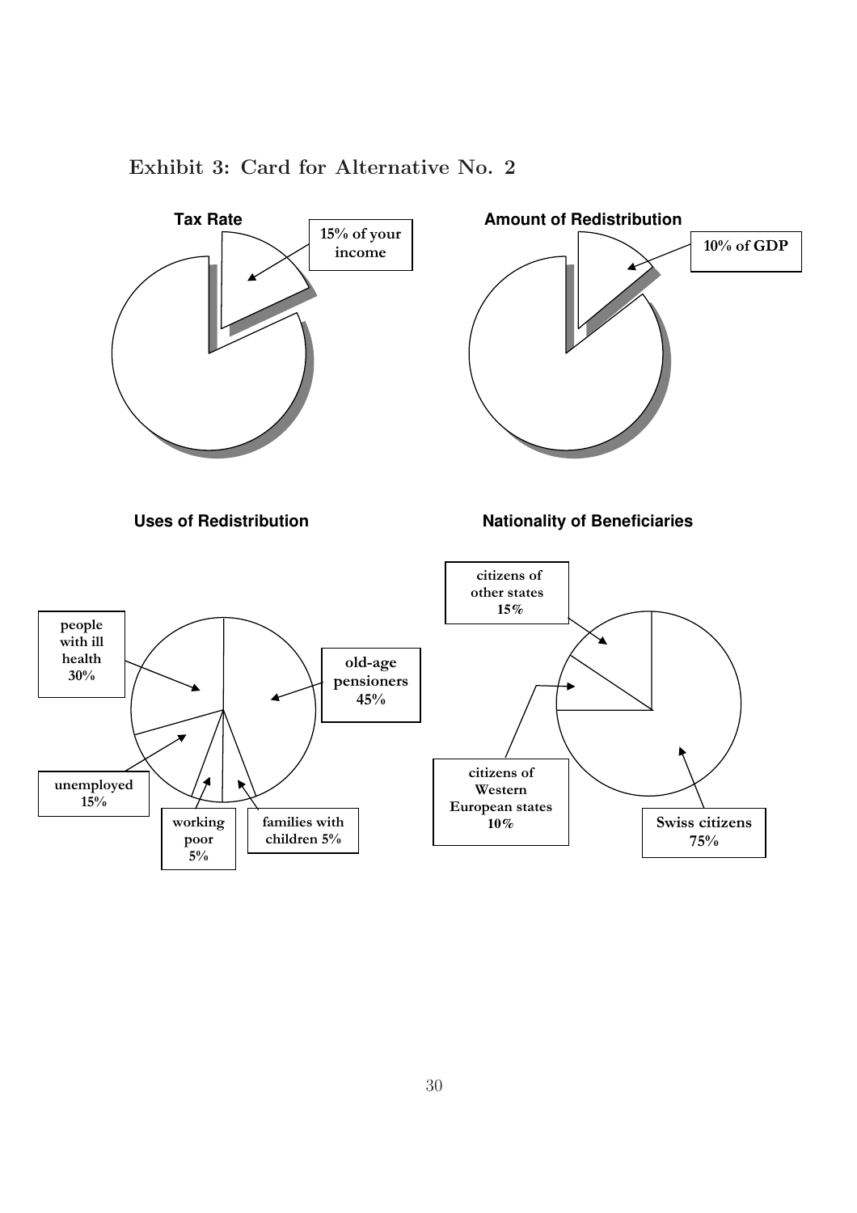## Exhibit 3: Card for Alternative No. 2

**Tax Rate**

15% of your income

**Amount of Redistribution**

10% of GDP

**Uses of Redistribution**

people with ill health 30%

old-age pensioners 45%

unemployed 15%

working poor 5%

families with children 5%

**Nationality of Beneficiaries**

citizens of other states 15%

citizens of Western European states 10%

Swiss citizens 75%